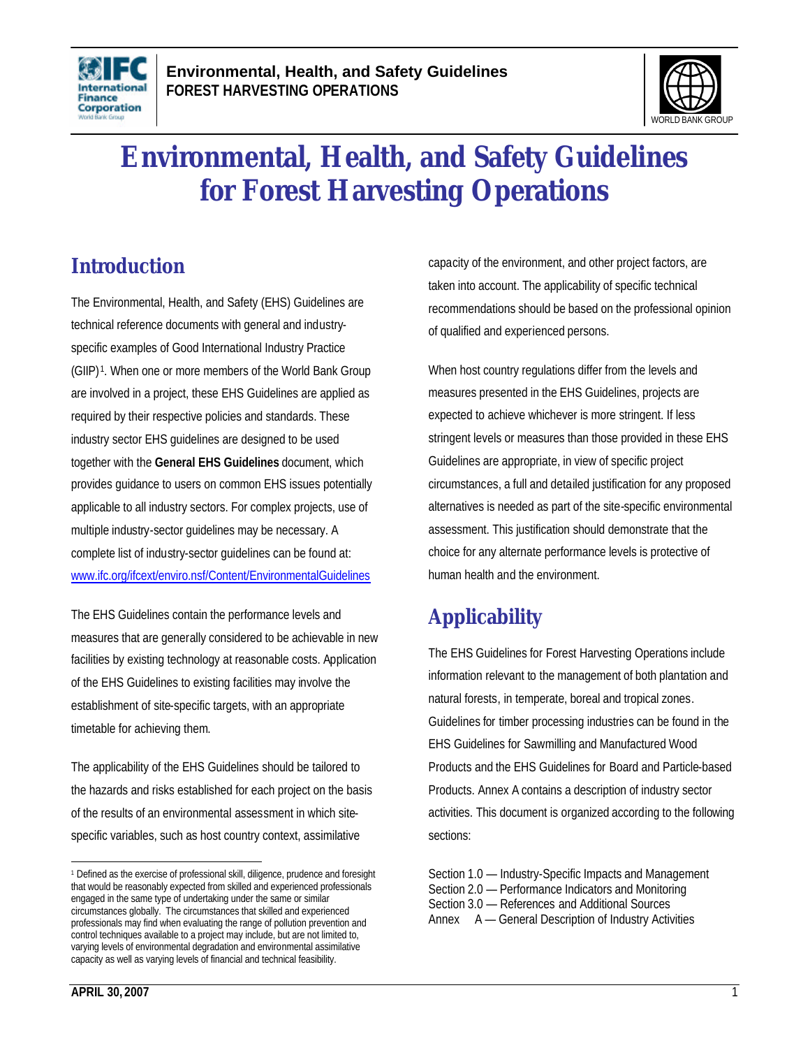# Environmental, Health, and Safety Guidelines for Forest Harvesting Operations

## Introduction

The Environmental, Health, and Safety (EHS) Guidelines are technical reference documents with general and industry-specific examples of Good International Industry Practice (GIIP)[1]. When one or more members of the World Bank Group are involved in a project, these EHS Guidelines are applied as required by their respective policies and standards. These industry sector EHS guidelines are designed to be used together with the **General EHS Guidelines** document, which provides guidance to users on common EHS issues potentially applicable to all industry sectors. For complex projects, use of multiple industry-sector guidelines may be necessary. A complete list of industry-sector guidelines can be found at: www.ifc.org/ifcext/enviro.nsf/Content/EnvironmentalGuidelines

The EHS Guidelines contain the performance levels and measures that are generally considered to be achievable in new facilities by existing technology at reasonable costs. Application of the EHS Guidelines to existing facilities may involve the establishment of site-specific targets, with an appropriate timetable for achieving them.

The applicability of the EHS Guidelines should be tailored to the hazards and risks established for each project on the basis of the results of an environmental assessment in which site-specific variables, such as host country context, assimilative capacity of the environment, and other project factors, are taken into account. The applicability of specific technical recommendations should be based on the professional opinion of qualified and experienced persons.

When host country regulations differ from the levels and measures presented in the EHS Guidelines, projects are expected to achieve whichever is more stringent. If less stringent levels or measures than those provided in these EHS Guidelines are appropriate, in view of specific project circumstances, a full and detailed justification for any proposed alternatives is needed as part of the site-specific environmental assessment. This justification should demonstrate that the choice for any alternate performance levels is protective of human health and the environment.

## Applicability

The EHS Guidelines for Forest Harvesting Operations include information relevant to the management of both plantation and natural forests, in temperate, boreal and tropical zones. Guidelines for timber processing industries can be found in the EHS Guidelines for Sawmilling and Manufactured Wood Products and the EHS Guidelines for Board and Particle-based Products. Annex A contains a description of industry sector activities. This document is organized according to the following sections:

Section 1.0 — Industry-Specific Impacts and Management
Section 2.0 — Performance Indicators and Monitoring
Section 3.0 — References and Additional Sources
Annex A — General Description of Industry Activities

[1] Defined as the exercise of professional skill, diligence, prudence and foresight that would be reasonably expected from skilled and experienced professionals engaged in the same type of undertaking under the same or similar circumstances globally. The circumstances that skilled and experienced professionals may find when evaluating the range of pollution prevention and control techniques available to a project may include, but are not limited to, varying levels of environmental degradation and environmental assimilative capacity as well as varying levels of financial and technical feasibility.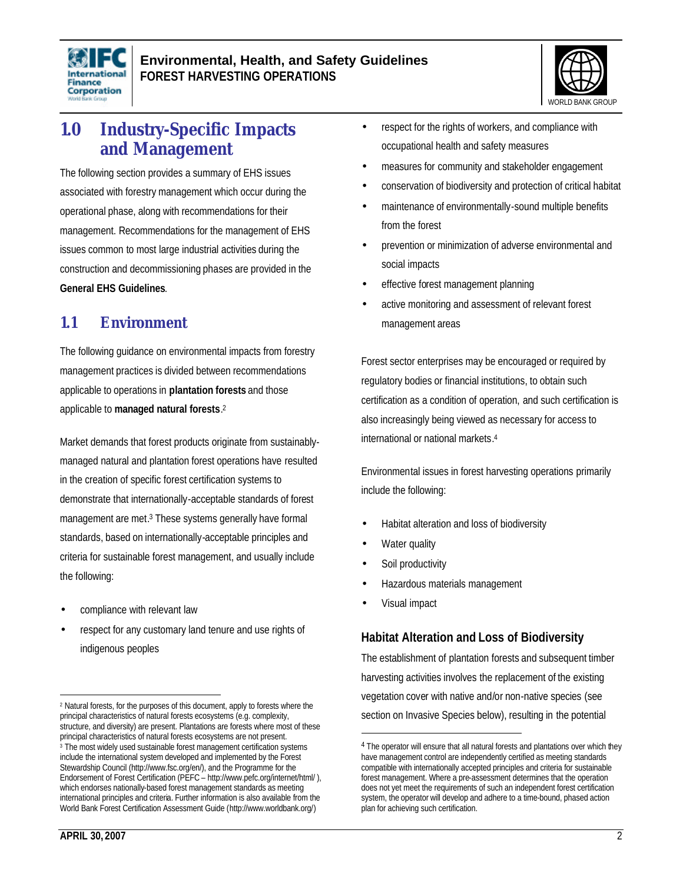## 1.0 Industry-Specific Impacts and Management

The following section provides a summary of EHS issues associated with forestry management which occur during the operational phase, along with recommendations for their management. Recommendations for the management of EHS issues common to most large industrial activities during the construction and decommissioning phases are provided in the **General EHS Guidelines**.

### 1.1 Environment

The following guidance on environmental impacts from forestry management practices is divided between recommendations applicable to operations in **plantation forests** and those applicable to **managed natural forests**.[2]

Market demands that forest products originate from sustainably-managed natural and plantation forest operations have resulted in the creation of specific forest certification systems to demonstrate that internationally-acceptable standards of forest management are met.[3] These systems generally have formal standards, based on internationally-acceptable principles and criteria for sustainable forest management, and usually include the following:

- compliance with relevant law
- respect for any customary land tenure and use rights of indigenous peoples
- respect for the rights of workers, and compliance with occupational health and safety measures
- measures for community and stakeholder engagement
- conservation of biodiversity and protection of critical habitat
- maintenance of environmentally-sound multiple benefits from the forest
- prevention or minimization of adverse environmental and social impacts
- effective forest management planning
- active monitoring and assessment of relevant forest management areas

Forest sector enterprises may be encouraged or required by regulatory bodies or financial institutions, to obtain such certification as a condition of operation, and such certification is also increasingly being viewed as necessary for access to international or national markets.[4]

Environmental issues in forest harvesting operations primarily include the following:

- Habitat alteration and loss of biodiversity
- Water quality
- Soil productivity
- Hazardous materials management
- Visual impact

#### Habitat Alteration and Loss of Biodiversity

The establishment of plantation forests and subsequent timber harvesting activities involves the replacement of the existing vegetation cover with native and/or non-native species (see section on Invasive Species below), resulting in the potential

---

[2] Natural forests, for the purposes of this document, apply to forests where the principal characteristics of natural forests ecosystems (e.g. complexity, structure, and diversity) are present. Plantations are forests where most of these principal characteristics of natural forests ecosystems are not present.

[3] The most widely used sustainable forest management certification systems include the international system developed and implemented by the Forest Stewardship Council (http://www.fsc.org/en/), and the Programme for the Endorsement of Forest Certification (PEFC – http://www.pefc.org/internet/html/ ), which endorses nationally-based forest management standards as meeting international principles and criteria. Further information is also available from the World Bank Forest Certification Assessment Guide (http://www.worldbank.org/)

[4] The operator will ensure that all natural forests and plantations over which they have management control are independently certified as meeting standards compatible with internationally accepted principles and criteria for sustainable forest management. Where a pre-assessment determines that the operation does not yet meet the requirements of such an independent forest certification system, the operator will develop and adhere to a time-bound, phased action plan for achieving such certification.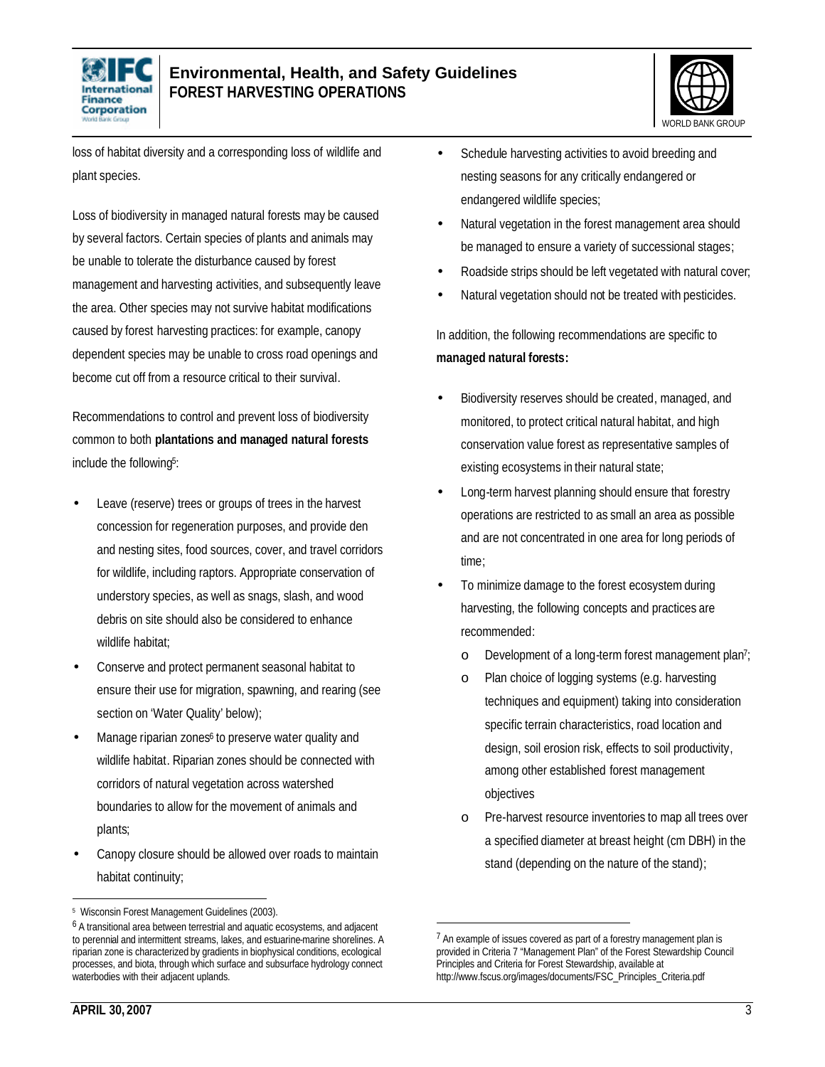loss of habitat diversity and a corresponding loss of wildlife and plant species.

Loss of biodiversity in managed natural forests may be caused by several factors. Certain species of plants and animals may be unable to tolerate the disturbance caused by forest management and harvesting activities, and subsequently leave the area. Other species may not survive habitat modifications caused by forest harvesting practices: for example, canopy dependent species may be unable to cross road openings and become cut off from a resource critical to their survival.

Recommendations to control and prevent loss of biodiversity common to both **plantations and managed natural forests** include the following[5]:

- Leave (reserve) trees or groups of trees in the harvest concession for regeneration purposes, and provide den and nesting sites, food sources, cover, and travel corridors for wildlife, including raptors. Appropriate conservation of understory species, as well as snags, slash, and wood debris on site should also be considered to enhance wildlife habitat;
- Conserve and protect permanent seasonal habitat to ensure their use for migration, spawning, and rearing (see section on 'Water Quality' below);
- Manage riparian zones[6] to preserve water quality and wildlife habitat. Riparian zones should be connected with corridors of natural vegetation across watershed boundaries to allow for the movement of animals and plants;
- Canopy closure should be allowed over roads to maintain habitat continuity;
- Schedule harvesting activities to avoid breeding and nesting seasons for any critically endangered or endangered wildlife species;
- Natural vegetation in the forest management area should be managed to ensure a variety of successional stages;
- Roadside strips should be left vegetated with natural cover;
- Natural vegetation should not be treated with pesticides.

In addition, the following recommendations are specific to **managed natural forests:**

- Biodiversity reserves should be created, managed, and monitored, to protect critical natural habitat, and high conservation value forest as representative samples of existing ecosystems in their natural state;
- Long-term harvest planning should ensure that forestry operations are restricted to as small an area as possible and are not concentrated in one area for long periods of time;
- To minimize damage to the forest ecosystem during harvesting, the following concepts and practices are recommended:
  - Development of a long-term forest management plan[7];
  - Plan choice of logging systems (e.g. harvesting techniques and equipment) taking into consideration specific terrain characteristics, road location and design, soil erosion risk, effects to soil productivity, among other established forest management objectives
  - Pre-harvest resource inventories to map all trees over a specified diameter at breast height (cm DBH) in the stand (depending on the nature of the stand);

---

[5] Wisconsin Forest Management Guidelines (2003).

[6] A transitional area between terrestrial and aquatic ecosystems, and adjacent to perennial and intermittent streams, lakes, and estuarine-marine shorelines. A riparian zone is characterized by gradients in biophysical conditions, ecological processes, and biota, through which surface and subsurface hydrology connect waterbodies with their adjacent uplands.

[7] An example of issues covered as part of a forestry management plan is provided in Criteria 7 "Management Plan" of the Forest Stewardship Council Principles and Criteria for Forest Stewardship, available at http://www.fscus.org/images/documents/FSC_Principles_Criteria.pdf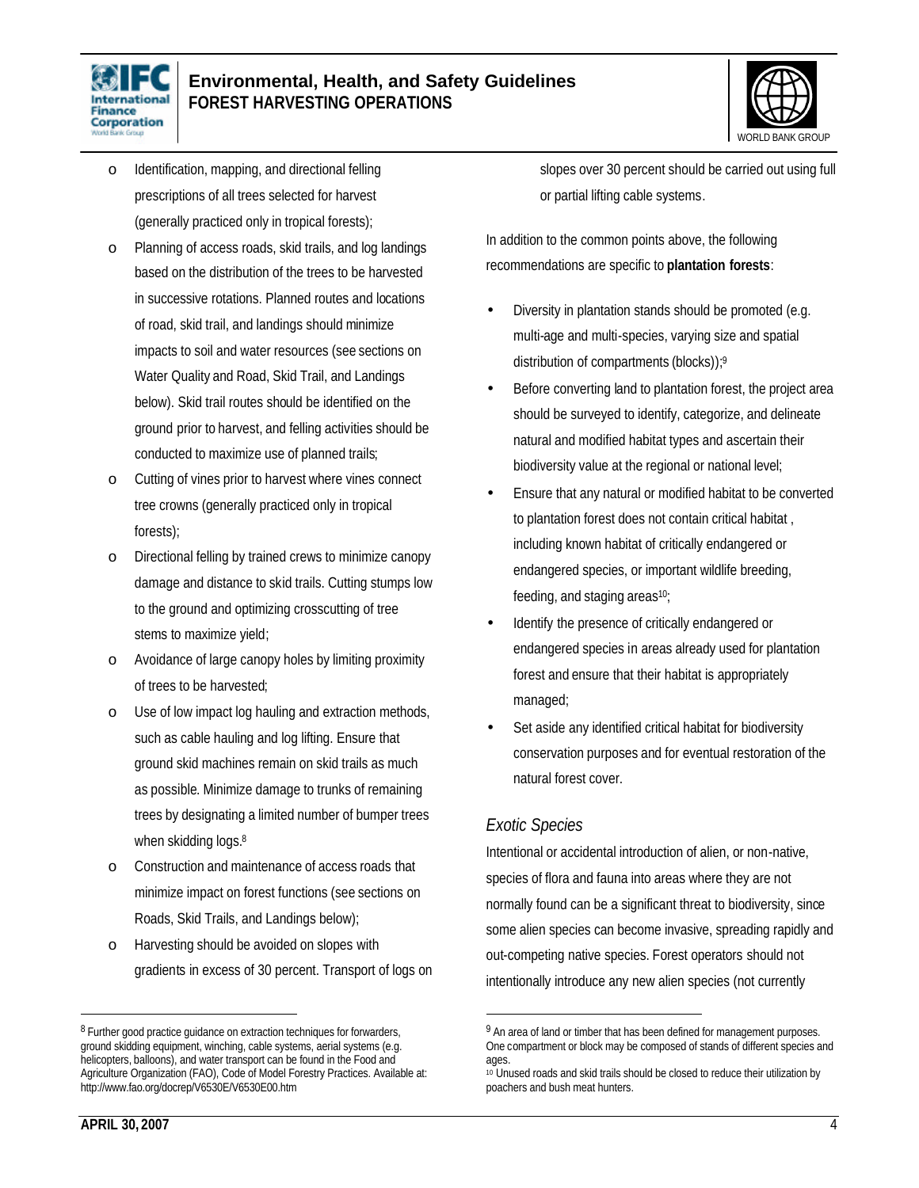- Identification, mapping, and directional felling prescriptions of all trees selected for harvest (generally practiced only in tropical forests);
- Planning of access roads, skid trails, and log landings based on the distribution of the trees to be harvested in successive rotations. Planned routes and locations of road, skid trail, and landings should minimize impacts to soil and water resources (see sections on Water Quality and Road, Skid Trail, and Landings below). Skid trail routes should be identified on the ground prior to harvest, and felling activities should be conducted to maximize use of planned trails;
- Cutting of vines prior to harvest where vines connect tree crowns (generally practiced only in tropical forests);
- Directional felling by trained crews to minimize canopy damage and distance to skid trails. Cutting stumps low to the ground and optimizing crosscutting of tree stems to maximize yield;
- Avoidance of large canopy holes by limiting proximity of trees to be harvested;
- Use of low impact log hauling and extraction methods, such as cable hauling and log lifting. Ensure that ground skid machines remain on skid trails as much as possible. Minimize damage to trunks of remaining trees by designating a limited number of bumper trees when skidding logs.[8]
- Construction and maintenance of access roads that minimize impact on forest functions (see sections on Roads, Skid Trails, and Landings below);
- Harvesting should be avoided on slopes with gradients in excess of 30 percent. Transport of logs on slopes over 30 percent should be carried out using full or partial lifting cable systems.

In addition to the common points above, the following recommendations are specific to **plantation forests**:

- Diversity in plantation stands should be promoted (e.g. multi-age and multi-species, varying size and spatial distribution of compartments (blocks));[9]
- Before converting land to plantation forest, the project area should be surveyed to identify, categorize, and delineate natural and modified habitat types and ascertain their biodiversity value at the regional or national level;
- Ensure that any natural or modified habitat to be converted to plantation forest does not contain critical habitat , including known habitat of critically endangered or endangered species, or important wildlife breeding, feeding, and staging areas[10];
- Identify the presence of critically endangered or endangered species in areas already used for plantation forest and ensure that their habitat is appropriately managed;
- Set aside any identified critical habitat for biodiversity conservation purposes and for eventual restoration of the natural forest cover.

### *Exotic Species*

Intentional or accidental introduction of alien, or non-native, species of flora and fauna into areas where they are not normally found can be a significant threat to biodiversity, since some alien species can become invasive, spreading rapidly and out-competing native species. Forest operators should not intentionally introduce any new alien species (not currently

---

[8] Further good practice guidance on extraction techniques for forwarders, ground skidding equipment, winching, cable systems, aerial systems (e.g. helicopters, balloons), and water transport can be found in the Food and Agriculture Organization (FAO), Code of Model Forestry Practices. Available at: http://www.fao.org/docrep/V6530E/V6530E00.htm

[9] An area of land or timber that has been defined for management purposes. One compartment or block may be composed of stands of different species and ages.

[10] Unused roads and skid trails should be closed to reduce their utilization by poachers and bush meat hunters.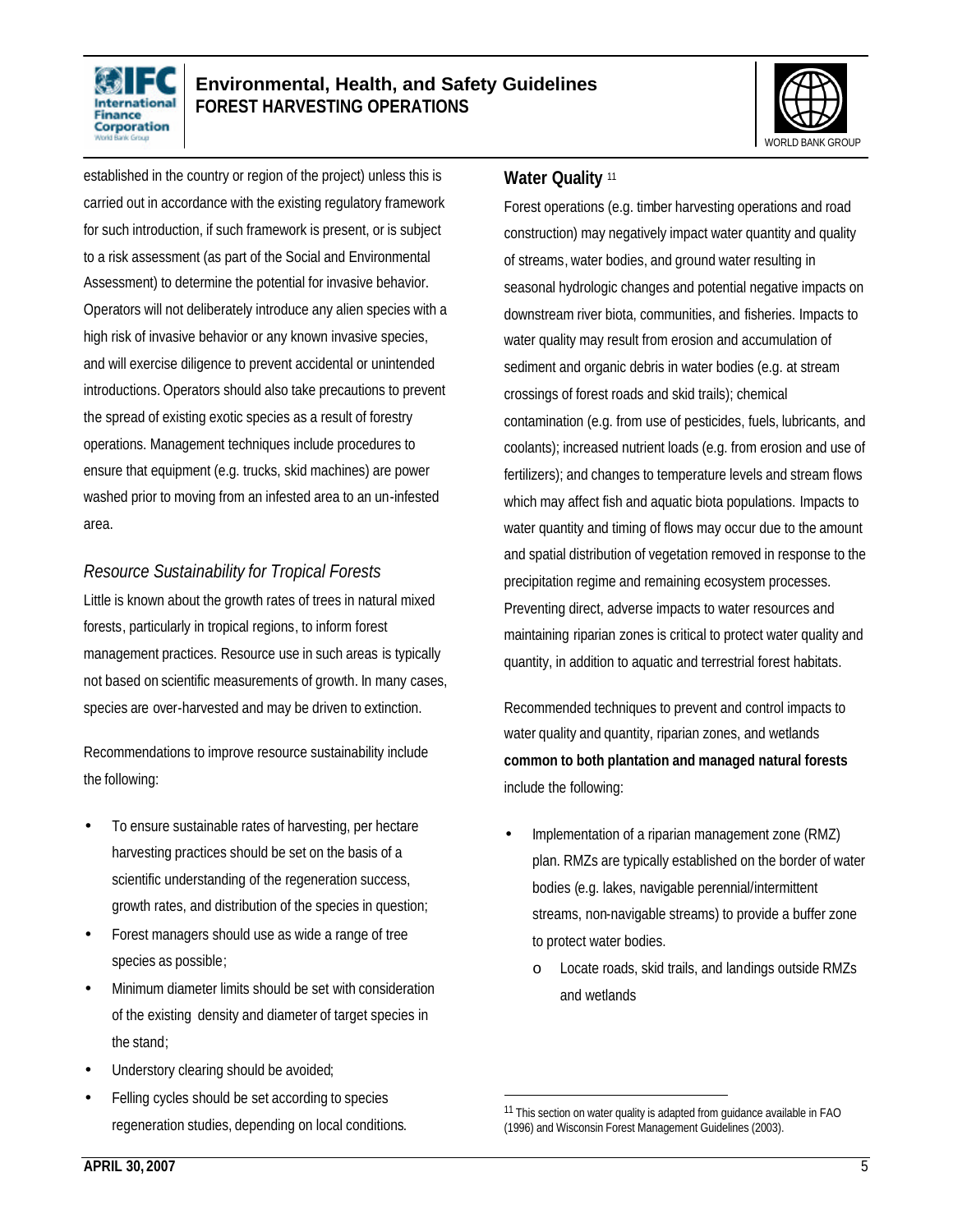established in the country or region of the project) unless this is carried out in accordance with the existing regulatory framework for such introduction, if such framework is present, or is subject to a risk assessment (as part of the Social and Environmental Assessment) to determine the potential for invasive behavior. Operators will not deliberately introduce any alien species with a high risk of invasive behavior or any known invasive species, and will exercise diligence to prevent accidental or unintended introductions. Operators should also take precautions to prevent the spread of existing exotic species as a result of forestry operations. Management techniques include procedures to ensure that equipment (e.g. trucks, skid machines) are power washed prior to moving from an infested area to an un-infested area.

### *Resource Sustainability for Tropical Forests*

Little is known about the growth rates of trees in natural mixed forests, particularly in tropical regions, to inform forest management practices. Resource use in such areas is typically not based on scientific measurements of growth. In many cases, species are over-harvested and may be driven to extinction.

Recommendations to improve resource sustainability include the following:

- To ensure sustainable rates of harvesting, per hectare harvesting practices should be set on the basis of a scientific understanding of the regeneration success, growth rates, and distribution of the species in question;
- Forest managers should use as wide a range of tree species as possible;
- Minimum diameter limits should be set with consideration of the existing density and diameter of target species in the stand;
- Understory clearing should be avoided;
- Felling cycles should be set according to species regeneration studies, depending on local conditions.

## Water Quality [11]

Forest operations (e.g. timber harvesting operations and road construction) may negatively impact water quantity and quality of streams, water bodies, and ground water resulting in seasonal hydrologic changes and potential negative impacts on downstream river biota, communities, and fisheries. Impacts to water quality may result from erosion and accumulation of sediment and organic debris in water bodies (e.g. at stream crossings of forest roads and skid trails); chemical contamination (e.g. from use of pesticides, fuels, lubricants, and coolants); increased nutrient loads (e.g. from erosion and use of fertilizers); and changes to temperature levels and stream flows which may affect fish and aquatic biota populations. Impacts to water quantity and timing of flows may occur due to the amount and spatial distribution of vegetation removed in response to the precipitation regime and remaining ecosystem processes. Preventing direct, adverse impacts to water resources and maintaining riparian zones is critical to protect water quality and quantity, in addition to aquatic and terrestrial forest habitats.

Recommended techniques to prevent and control impacts to water quality and quantity, riparian zones, and wetlands **common to both plantation and managed natural forests** include the following:

- Implementation of a riparian management zone (RMZ) plan. RMZs are typically established on the border of water bodies (e.g. lakes, navigable perennial/intermittent streams, non-navigable streams) to provide a buffer zone to protect water bodies.
    - Locate roads, skid trails, and landings outside RMZs and wetlands

[11] This section on water quality is adapted from guidance available in FAO (1996) and Wisconsin Forest Management Guidelines (2003).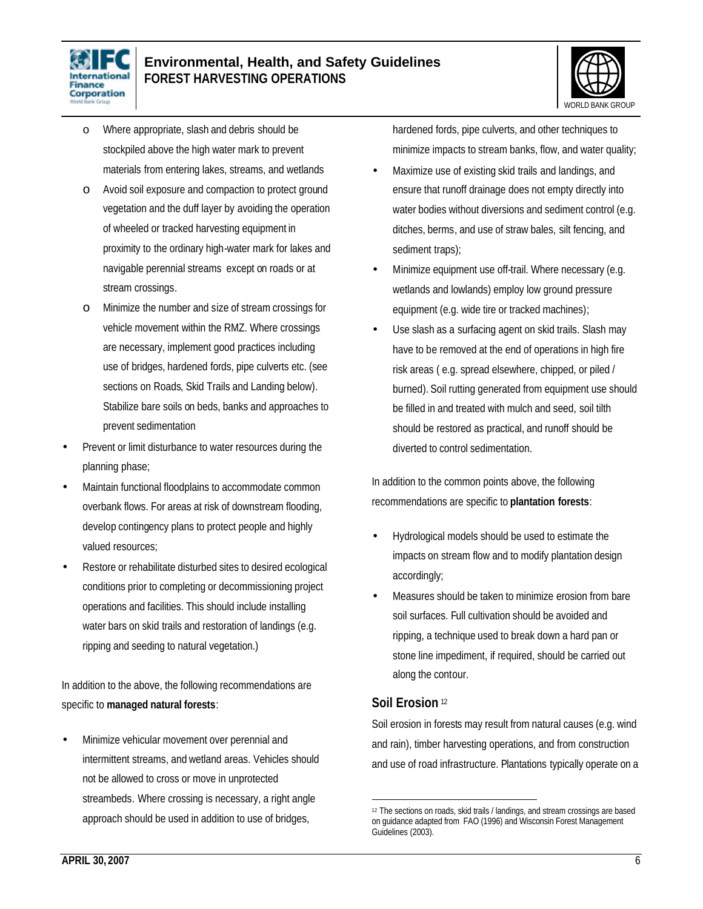- Where appropriate, slash and debris should be stockpiled above the high water mark to prevent materials from entering lakes, streams, and wetlands
    - Avoid soil exposure and compaction to protect ground vegetation and the duff layer by avoiding the operation of wheeled or tracked harvesting equipment in proximity to the ordinary high-water mark for lakes and navigable perennial streams except on roads or at stream crossings.
    - Minimize the number and size of stream crossings for vehicle movement within the RMZ. Where crossings are necessary, implement good practices including use of bridges, hardened fords, pipe culverts etc. (see sections on Roads, Skid Trails and Landing below). Stabilize bare soils on beds, banks and approaches to prevent sedimentation
- Prevent or limit disturbance to water resources during the planning phase;
- Maintain functional floodplains to accommodate common overbank flows. For areas at risk of downstream flooding, develop contingency plans to protect people and highly valued resources;
- Restore or rehabilitate disturbed sites to desired ecological conditions prior to completing or decommissioning project operations and facilities. This should include installing water bars on skid trails and restoration of landings (e.g. ripping and seeding to natural vegetation.)

In addition to the above, the following recommendations are specific to **managed natural forests**:

- Minimize vehicular movement over perennial and intermittent streams, and wetland areas. Vehicles should not be allowed to cross or move in unprotected streambeds. Where crossing is necessary, a right angle approach should be used in addition to use of bridges, hardened fords, pipe culverts, and other techniques to minimize impacts to stream banks, flow, and water quality;
- Maximize use of existing skid trails and landings, and ensure that runoff drainage does not empty directly into water bodies without diversions and sediment control (e.g. ditches, berms, and use of straw bales, silt fencing, and sediment traps);
- Minimize equipment use off-trail. Where necessary (e.g. wetlands and lowlands) employ low ground pressure equipment (e.g. wide tire or tracked machines);
- Use slash as a surfacing agent on skid trails. Slash may have to be removed at the end of operations in high fire risk areas ( e.g. spread elsewhere, chipped, or piled / burned). Soil rutting generated from equipment use should be filled in and treated with mulch and seed, soil tilth should be restored as practical, and runoff should be diverted to control sedimentation.

In addition to the common points above, the following recommendations are specific to **plantation forests**:

- Hydrological models should be used to estimate the impacts on stream flow and to modify plantation design accordingly;
- Measures should be taken to minimize erosion from bare soil surfaces. Full cultivation should be avoided and ripping, a technique used to break down a hard pan or stone line impediment, if required, should be carried out along the contour.

## Soil Erosion[12]

Soil erosion in forests may result from natural causes (e.g. wind and rain), timber harvesting operations, and from construction and use of road infrastructure. Plantations typically operate on a

[12] The sections on roads, skid trails / landings, and stream crossings are based on guidance adapted from FAO (1996) and Wisconsin Forest Management Guidelines (2003).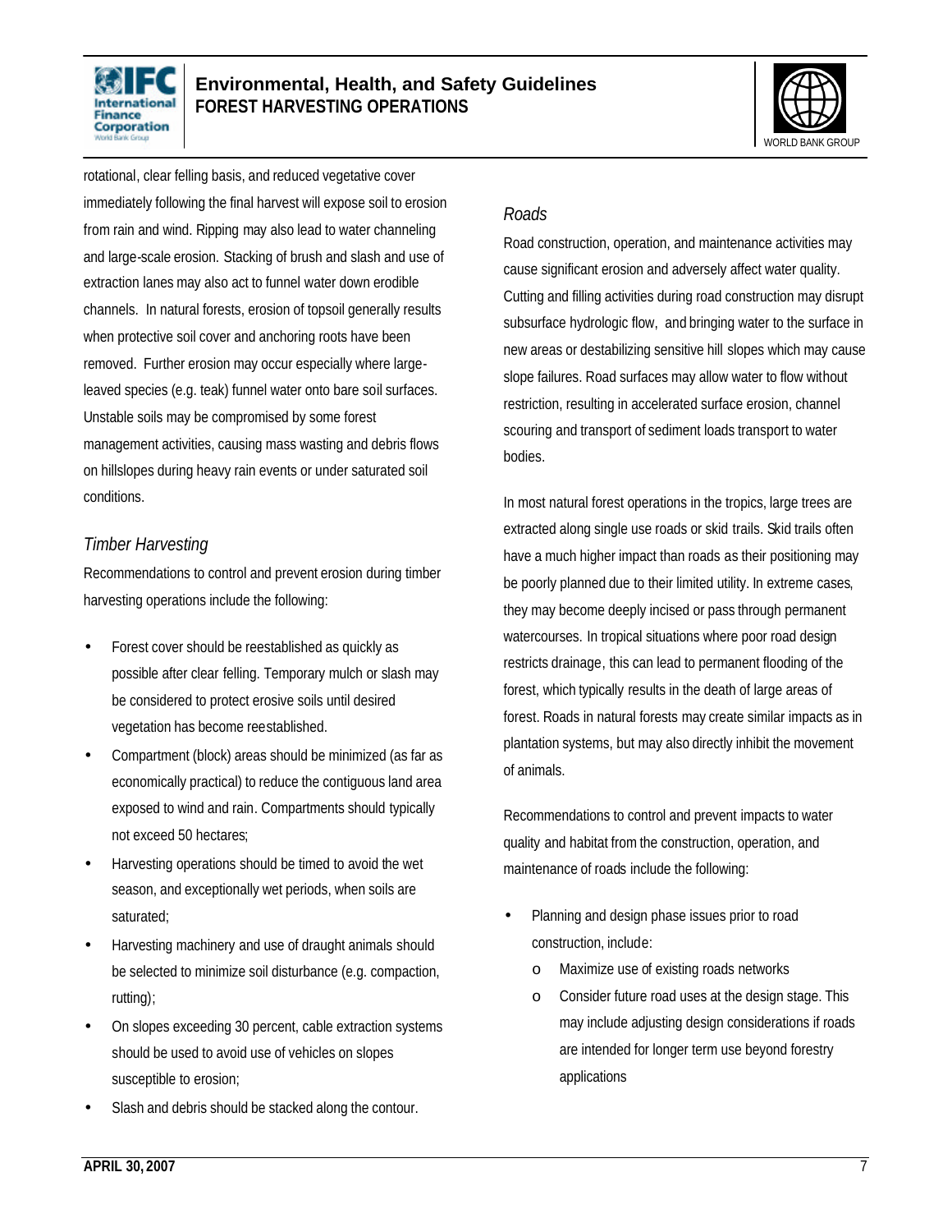rotational, clear felling basis, and reduced vegetative cover immediately following the final harvest will expose soil to erosion from rain and wind. Ripping may also lead to water channeling and large-scale erosion. Stacking of brush and slash and use of extraction lanes may also act to funnel water down erodible channels. In natural forests, erosion of topsoil generally results when protective soil cover and anchoring roots have been removed. Further erosion may occur especially where large-leaved species (e.g. teak) funnel water onto bare soil surfaces. Unstable soils may be compromised by some forest management activities, causing mass wasting and debris flows on hillslopes during heavy rain events or under saturated soil conditions.

### *Timber Harvesting*

Recommendations to control and prevent erosion during timber harvesting operations include the following:

- Forest cover should be reestablished as quickly as possible after clear felling. Temporary mulch or slash may be considered to protect erosive soils until desired vegetation has become reestablished.
- Compartment (block) areas should be minimized (as far as economically practical) to reduce the contiguous land area exposed to wind and rain. Compartments should typically not exceed 50 hectares;
- Harvesting operations should be timed to avoid the wet season, and exceptionally wet periods, when soils are saturated;
- Harvesting machinery and use of draught animals should be selected to minimize soil disturbance (e.g. compaction, rutting);
- On slopes exceeding 30 percent, cable extraction systems should be used to avoid use of vehicles on slopes susceptible to erosion;
- Slash and debris should be stacked along the contour.

### *Roads*

Road construction, operation, and maintenance activities may cause significant erosion and adversely affect water quality. Cutting and filling activities during road construction may disrupt subsurface hydrologic flow, and bringing water to the surface in new areas or destabilizing sensitive hill slopes which may cause slope failures. Road surfaces may allow water to flow without restriction, resulting in accelerated surface erosion, channel scouring and transport of sediment loads transport to water bodies.

In most natural forest operations in the tropics, large trees are extracted along single use roads or skid trails. Skid trails often have a much higher impact than roads as their positioning may be poorly planned due to their limited utility. In extreme cases, they may become deeply incised or pass through permanent watercourses. In tropical situations where poor road design restricts drainage, this can lead to permanent flooding of the forest, which typically results in the death of large areas of forest. Roads in natural forests may create similar impacts as in plantation systems, but may also directly inhibit the movement of animals.

Recommendations to control and prevent impacts to water quality and habitat from the construction, operation, and maintenance of roads include the following:

- Planning and design phase issues prior to road construction, include:
    - Maximize use of existing roads networks
    - Consider future road uses at the design stage. This may include adjusting design considerations if roads are intended for longer term use beyond forestry applications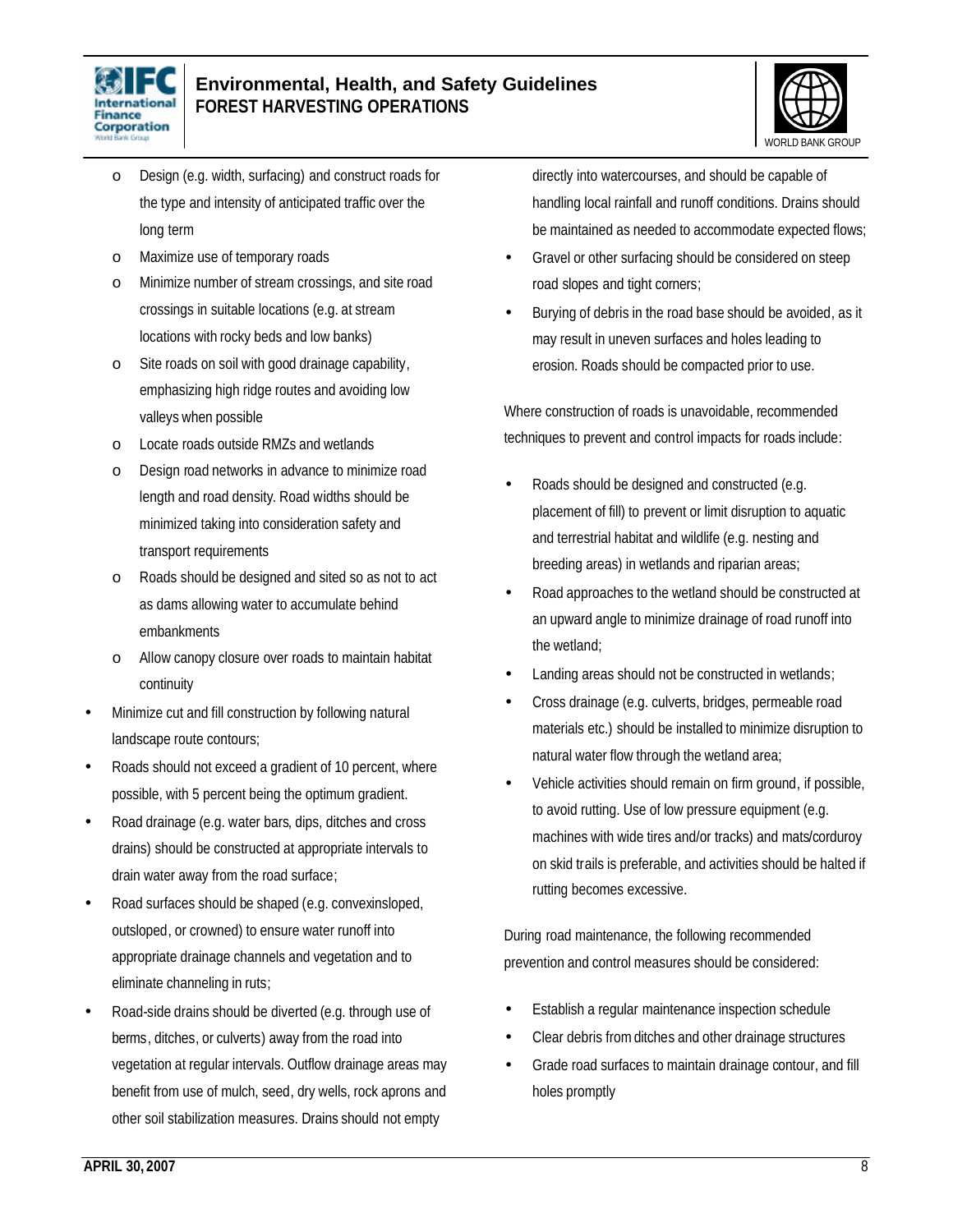- Design (e.g. width, surfacing) and construct roads for the type and intensity of anticipated traffic over the long term
  - Maximize use of temporary roads
  - Minimize number of stream crossings, and site road crossings in suitable locations (e.g. at stream locations with rocky beds and low banks)
  - Site roads on soil with good drainage capability, emphasizing high ridge routes and avoiding low valleys when possible
  - Locate roads outside RMZs and wetlands
  - Design road networks in advance to minimize road length and road density. Road widths should be minimized taking into consideration safety and transport requirements
  - Roads should be designed and sited so as not to act as dams allowing water to accumulate behind embankments
  - Allow canopy closure over roads to maintain habitat continuity
- Minimize cut and fill construction by following natural landscape route contours;
- Roads should not exceed a gradient of 10 percent, where possible, with 5 percent being the optimum gradient.
- Road drainage (e.g. water bars, dips, ditches and cross drains) should be constructed at appropriate intervals to drain water away from the road surface;
- Road surfaces should be shaped (e.g. convexinsloped, outsloped, or crowned) to ensure water runoff into appropriate drainage channels and vegetation and to eliminate channeling in ruts;
- Road-side drains should be diverted (e.g. through use of berms, ditches, or culverts) away from the road into vegetation at regular intervals. Outflow drainage areas may benefit from use of mulch, seed, dry wells, rock aprons and other soil stabilization measures. Drains should not empty directly into watercourses, and should be capable of handling local rainfall and runoff conditions. Drains should be maintained as needed to accommodate expected flows;
- Gravel or other surfacing should be considered on steep road slopes and tight corners;
- Burying of debris in the road base should be avoided, as it may result in uneven surfaces and holes leading to erosion. Roads should be compacted prior to use.

Where construction of roads is unavoidable, recommended techniques to prevent and control impacts for roads include:

- Roads should be designed and constructed (e.g. placement of fill) to prevent or limit disruption to aquatic and terrestrial habitat and wildlife (e.g. nesting and breeding areas) in wetlands and riparian areas;
- Road approaches to the wetland should be constructed at an upward angle to minimize drainage of road runoff into the wetland;
- Landing areas should not be constructed in wetlands;
- Cross drainage (e.g. culverts, bridges, permeable road materials etc.) should be installed to minimize disruption to natural water flow through the wetland area;
- Vehicle activities should remain on firm ground, if possible, to avoid rutting. Use of low pressure equipment (e.g. machines with wide tires and/or tracks) and mats/corduroy on skid trails is preferable, and activities should be halted if rutting becomes excessive.

During road maintenance, the following recommended prevention and control measures should be considered:

- Establish a regular maintenance inspection schedule
- Clear debris from ditches and other drainage structures
- Grade road surfaces to maintain drainage contour, and fill holes promptly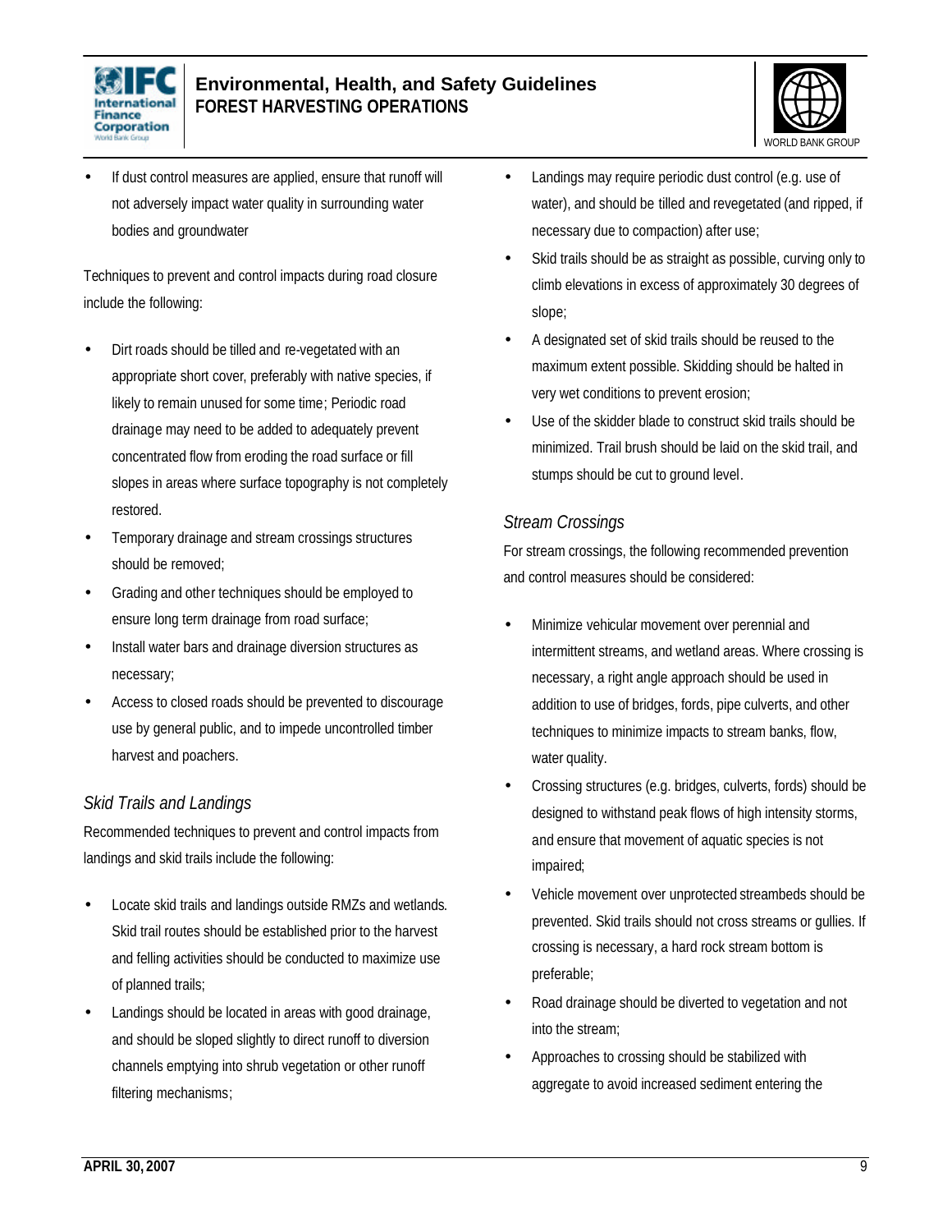- If dust control measures are applied, ensure that runoff will not adversely impact water quality in surrounding water bodies and groundwater

Techniques to prevent and control impacts during road closure include the following:

- Dirt roads should be tilled and re-vegetated with an appropriate short cover, preferably with native species, if likely to remain unused for some time; Periodic road drainage may need to be added to adequately prevent concentrated flow from eroding the road surface or fill slopes in areas where surface topography is not completely restored.
- Temporary drainage and stream crossings structures should be removed;
- Grading and other techniques should be employed to ensure long term drainage from road surface;
- Install water bars and drainage diversion structures as necessary;
- Access to closed roads should be prevented to discourage use by general public, and to impede uncontrolled timber harvest and poachers.

### *Skid Trails and Landings*

Recommended techniques to prevent and control impacts from landings and skid trails include the following:

- Locate skid trails and landings outside RMZs and wetlands. Skid trail routes should be established prior to the harvest and felling activities should be conducted to maximize use of planned trails;
- Landings should be located in areas with good drainage, and should be sloped slightly to direct runoff to diversion channels emptying into shrub vegetation or other runoff filtering mechanisms;
- Landings may require periodic dust control (e.g. use of water), and should be tilled and revegetated (and ripped, if necessary due to compaction) after use;
- Skid trails should be as straight as possible, curving only to climb elevations in excess of approximately 30 degrees of slope;
- A designated set of skid trails should be reused to the maximum extent possible. Skidding should be halted in very wet conditions to prevent erosion;
- Use of the skidder blade to construct skid trails should be minimized. Trail brush should be laid on the skid trail, and stumps should be cut to ground level.

### *Stream Crossings*

For stream crossings, the following recommended prevention and control measures should be considered:

- Minimize vehicular movement over perennial and intermittent streams, and wetland areas. Where crossing is necessary, a right angle approach should be used in addition to use of bridges, fords, pipe culverts, and other techniques to minimize impacts to stream banks, flow, water quality.
- Crossing structures (e.g. bridges, culverts, fords) should be designed to withstand peak flows of high intensity storms, and ensure that movement of aquatic species is not impaired;
- Vehicle movement over unprotected streambeds should be prevented. Skid trails should not cross streams or gullies. If crossing is necessary, a hard rock stream bottom is preferable;
- Road drainage should be diverted to vegetation and not into the stream;
- Approaches to crossing should be stabilized with aggregate to avoid increased sediment entering the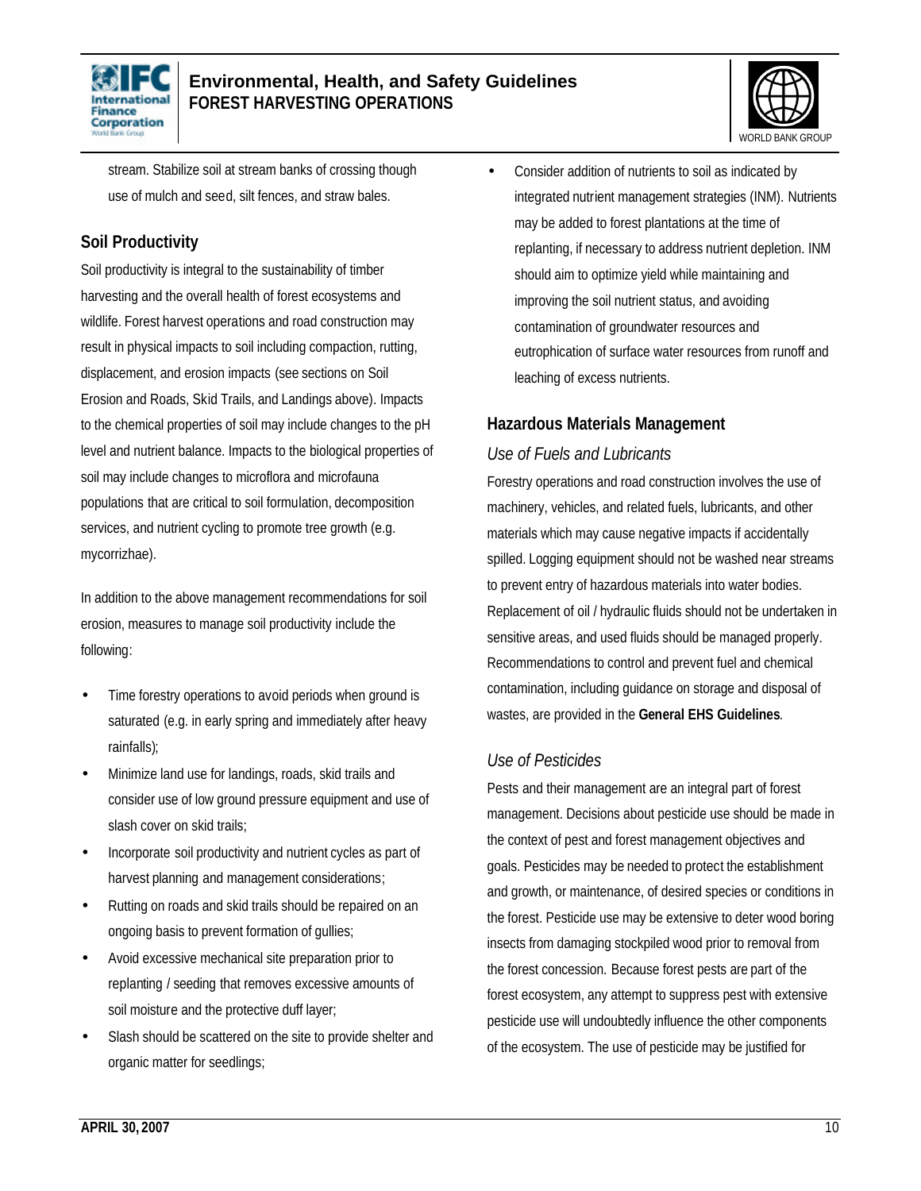stream. Stabilize soil at stream banks of crossing though use of mulch and seed, silt fences, and straw bales.

### Soil Productivity

Soil productivity is integral to the sustainability of timber harvesting and the overall health of forest ecosystems and wildlife. Forest harvest operations and road construction may result in physical impacts to soil including compaction, rutting, displacement, and erosion impacts (see sections on Soil Erosion and Roads, Skid Trails, and Landings above). Impacts to the chemical properties of soil may include changes to the pH level and nutrient balance. Impacts to the biological properties of soil may include changes to microflora and microfauna populations that are critical to soil formulation, decomposition services, and nutrient cycling to promote tree growth (e.g. mycorrizhae).

In addition to the above management recommendations for soil erosion, measures to manage soil productivity include the following:

- Time forestry operations to avoid periods when ground is saturated (e.g. in early spring and immediately after heavy rainfalls);
- Minimize land use for landings, roads, skid trails and consider use of low ground pressure equipment and use of slash cover on skid trails;
- Incorporate soil productivity and nutrient cycles as part of harvest planning and management considerations;
- Rutting on roads and skid trails should be repaired on an ongoing basis to prevent formation of gullies;
- Avoid excessive mechanical site preparation prior to replanting / seeding that removes excessive amounts of soil moisture and the protective duff layer;
- Slash should be scattered on the site to provide shelter and organic matter for seedlings;
- Consider addition of nutrients to soil as indicated by integrated nutrient management strategies (INM). Nutrients may be added to forest plantations at the time of replanting, if necessary to address nutrient depletion. INM should aim to optimize yield while maintaining and improving the soil nutrient status, and avoiding contamination of groundwater resources and eutrophication of surface water resources from runoff and leaching of excess nutrients.

### Hazardous Materials Management

*Use of Fuels and Lubricants*

Forestry operations and road construction involves the use of machinery, vehicles, and related fuels, lubricants, and other materials which may cause negative impacts if accidentally spilled. Logging equipment should not be washed near streams to prevent entry of hazardous materials into water bodies. Replacement of oil / hydraulic fluids should not be undertaken in sensitive areas, and used fluids should be managed properly. Recommendations to control and prevent fuel and chemical contamination, including guidance on storage and disposal of wastes, are provided in the **General EHS Guidelines**.

*Use of Pesticides*

Pests and their management are an integral part of forest management. Decisions about pesticide use should be made in the context of pest and forest management objectives and goals. Pesticides may be needed to protect the establishment and growth, or maintenance, of desired species or conditions in the forest. Pesticide use may be extensive to deter wood boring insects from damaging stockpiled wood prior to removal from the forest concession. Because forest pests are part of the forest ecosystem, any attempt to suppress pest with extensive pesticide use will undoubtedly influence the other components of the ecosystem. The use of pesticide may be justified for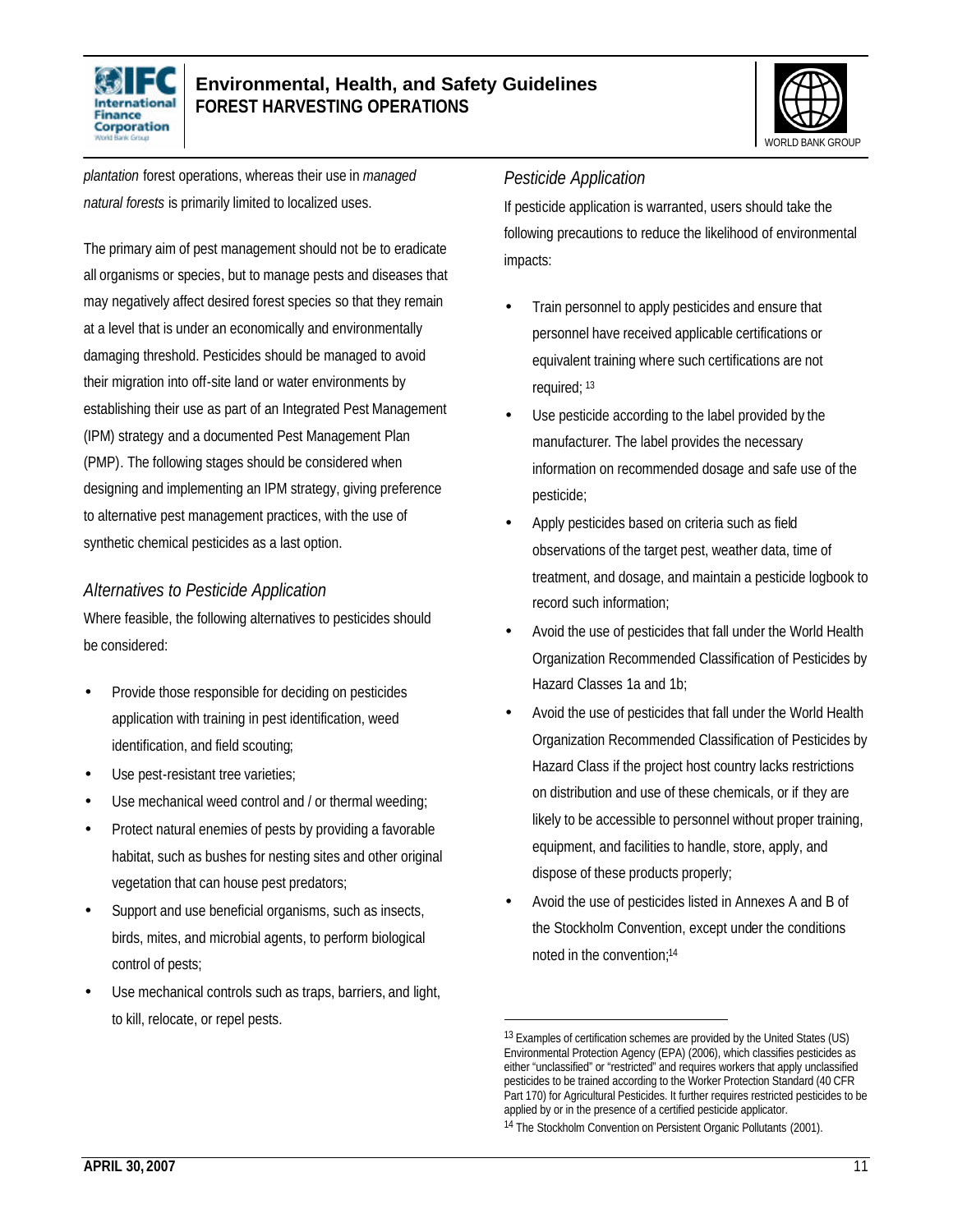*plantation* forest operations, whereas their use in *managed natural forests* is primarily limited to localized uses.

The primary aim of pest management should not be to eradicate all organisms or species, but to manage pests and diseases that may negatively affect desired forest species so that they remain at a level that is under an economically and environmentally damaging threshold. Pesticides should be managed to avoid their migration into off-site land or water environments by establishing their use as part of an Integrated Pest Management (IPM) strategy and a documented Pest Management Plan (PMP). The following stages should be considered when designing and implementing an IPM strategy, giving preference to alternative pest management practices, with the use of synthetic chemical pesticides as a last option.

### *Alternatives to Pesticide Application*

Where feasible, the following alternatives to pesticides should be considered:

- Provide those responsible for deciding on pesticides application with training in pest identification, weed identification, and field scouting;
- Use pest-resistant tree varieties;
- Use mechanical weed control and / or thermal weeding;
- Protect natural enemies of pests by providing a favorable habitat, such as bushes for nesting sites and other original vegetation that can house pest predators;
- Support and use beneficial organisms, such as insects, birds, mites, and microbial agents, to perform biological control of pests;
- Use mechanical controls such as traps, barriers, and light, to kill, relocate, or repel pests.

### *Pesticide Application*

If pesticide application is warranted, users should take the following precautions to reduce the likelihood of environmental impacts:

- Train personnel to apply pesticides and ensure that personnel have received applicable certifications or equivalent training where such certifications are not required; [13]
- Use pesticide according to the label provided by the manufacturer. The label provides the necessary information on recommended dosage and safe use of the pesticide;
- Apply pesticides based on criteria such as field observations of the target pest, weather data, time of treatment, and dosage, and maintain a pesticide logbook to record such information;
- Avoid the use of pesticides that fall under the World Health Organization Recommended Classification of Pesticides by Hazard Classes 1a and 1b;
- Avoid the use of pesticides that fall under the World Health Organization Recommended Classification of Pesticides by Hazard Class if the project host country lacks restrictions on distribution and use of these chemicals, or if they are likely to be accessible to personnel without proper training, equipment, and facilities to handle, store, apply, and dispose of these products properly;
- Avoid the use of pesticides listed in Annexes A and B of the Stockholm Convention, except under the conditions noted in the convention;[14]

---

[13] Examples of certification schemes are provided by the United States (US) Environmental Protection Agency (EPA) (2006), which classifies pesticides as either "unclassified" or "restricted" and requires workers that apply unclassified pesticides to be trained according to the Worker Protection Standard (40 CFR Part 170) for Agricultural Pesticides. It further requires restricted pesticides to be applied by or in the presence of a certified pesticide applicator.

[14] The Stockholm Convention on Persistent Organic Pollutants (2001).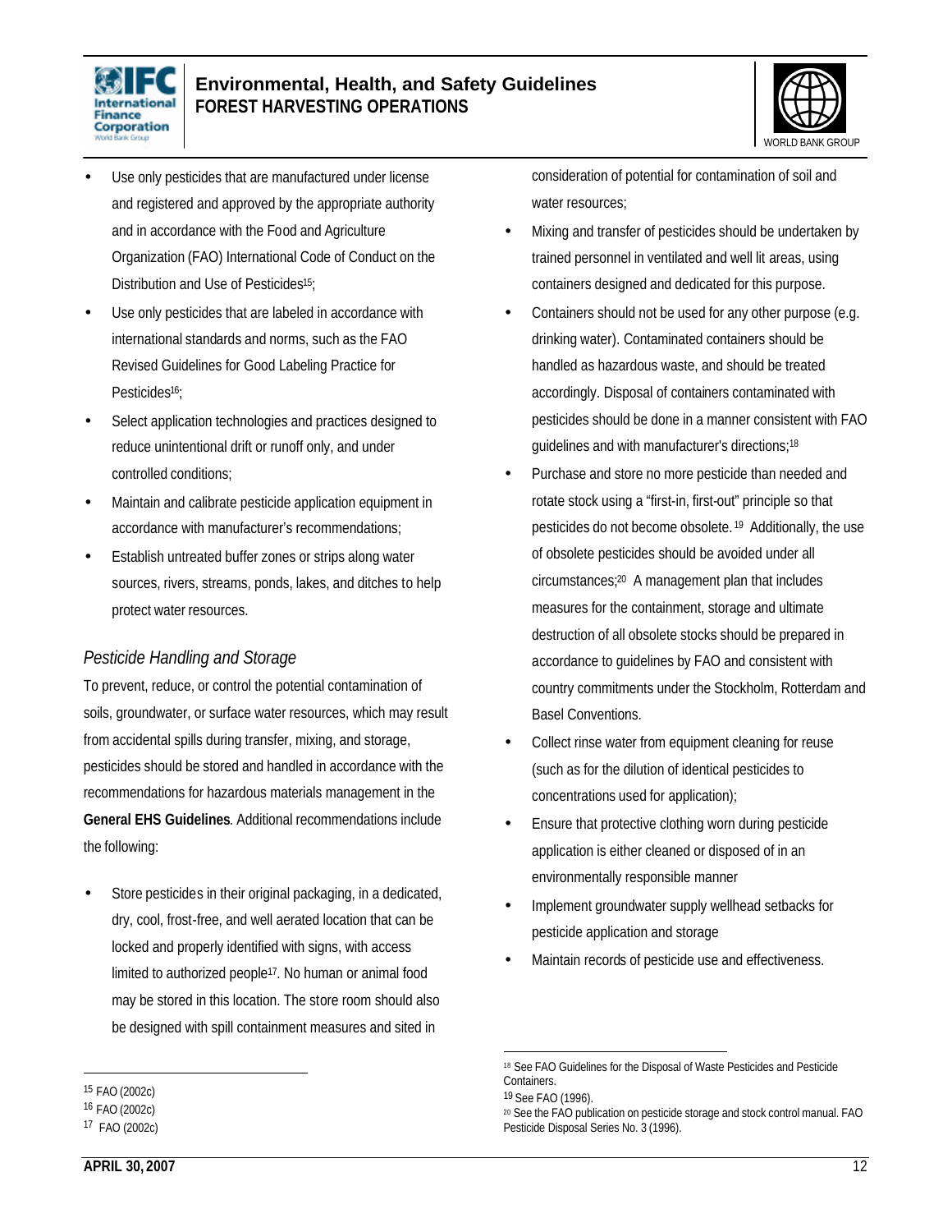- Use only pesticides that are manufactured under license and registered and approved by the appropriate authority and in accordance with the Food and Agriculture Organization (FAO) International Code of Conduct on the Distribution and Use of Pesticides[15];
- Use only pesticides that are labeled in accordance with international standards and norms, such as the FAO Revised Guidelines for Good Labeling Practice for Pesticides[16];
- Select application technologies and practices designed to reduce unintentional drift or runoff only, and under controlled conditions;
- Maintain and calibrate pesticide application equipment in accordance with manufacturer's recommendations;
- Establish untreated buffer zones or strips along water sources, rivers, streams, ponds, lakes, and ditches to help protect water resources.

*Pesticide Handling and Storage*

To prevent, reduce, or control the potential contamination of soils, groundwater, or surface water resources, which may result from accidental spills during transfer, mixing, and storage, pesticides should be stored and handled in accordance with the recommendations for hazardous materials management in the **General EHS Guidelines**. Additional recommendations include the following:

- Store pesticides in their original packaging, in a dedicated, dry, cool, frost-free, and well aerated location that can be locked and properly identified with signs, with access limited to authorized people[17]. No human or animal food may be stored in this location. The store room should also be designed with spill containment measures and sited in consideration of potential for contamination of soil and water resources;
- Mixing and transfer of pesticides should be undertaken by trained personnel in ventilated and well lit areas, using containers designed and dedicated for this purpose.
- Containers should not be used for any other purpose (e.g. drinking water). Contaminated containers should be handled as hazardous waste, and should be treated accordingly. Disposal of containers contaminated with pesticides should be done in a manner consistent with FAO guidelines and with manufacturer's directions;[18]
- Purchase and store no more pesticide than needed and rotate stock using a "first-in, first-out" principle so that pesticides do not become obsolete.[19] Additionally, the use of obsolete pesticides should be avoided under all circumstances;[20] A management plan that includes measures for the containment, storage and ultimate destruction of all obsolete stocks should be prepared in accordance to guidelines by FAO and consistent with country commitments under the Stockholm, Rotterdam and Basel Conventions.
- Collect rinse water from equipment cleaning for reuse (such as for the dilution of identical pesticides to concentrations used for application);
- Ensure that protective clothing worn during pesticide application is either cleaned or disposed of in an environmentally responsible manner
- Implement groundwater supply wellhead setbacks for pesticide application and storage
- Maintain records of pesticide use and effectiveness.

---

[15] FAO (2002c)

[16] FAO (2002c)

[17] FAO (2002c)

[18] See FAO Guidelines for the Disposal of Waste Pesticides and Pesticide Containers.

[19] See FAO (1996).

[20] See the FAO publication on pesticide storage and stock control manual. FAO Pesticide Disposal Series No. 3 (1996).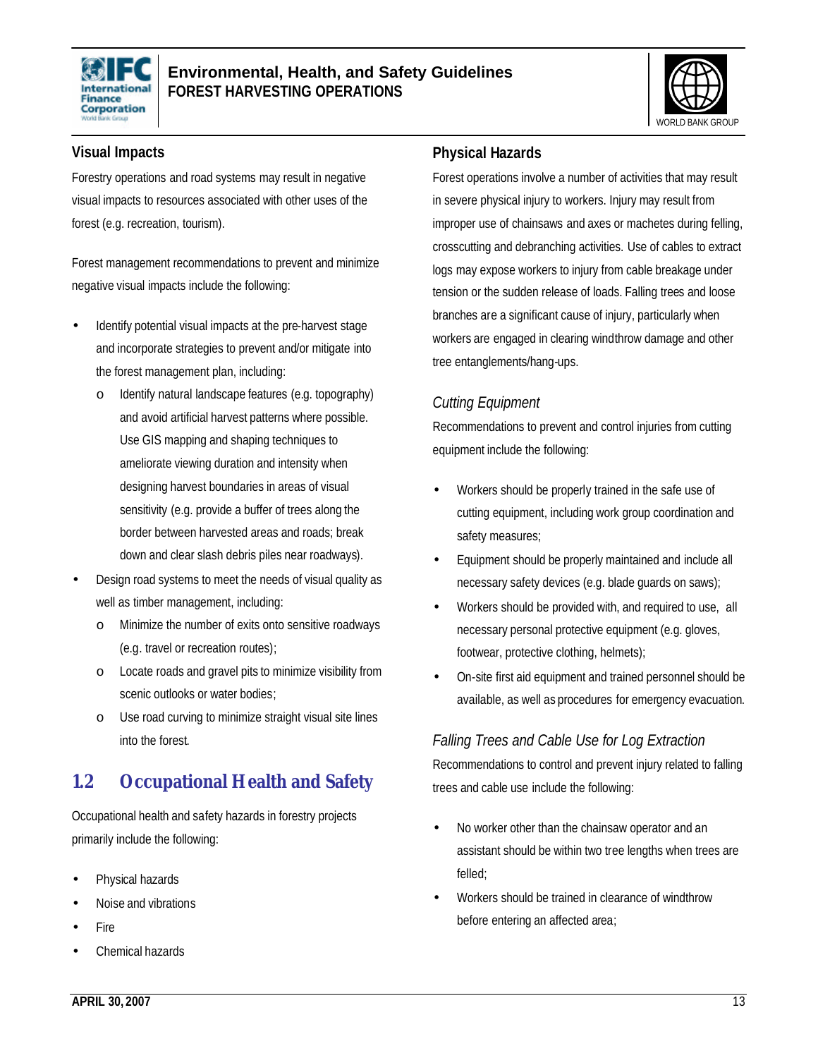### Visual Impacts

Forestry operations and road systems may result in negative visual impacts to resources associated with other uses of the forest (e.g. recreation, tourism).

Forest management recommendations to prevent and minimize negative visual impacts include the following:

- Identify potential visual impacts at the pre-harvest stage and incorporate strategies to prevent and/or mitigate into the forest management plan, including:
  - o Identify natural landscape features (e.g. topography) and avoid artificial harvest patterns where possible. Use GIS mapping and shaping techniques to ameliorate viewing duration and intensity when designing harvest boundaries in areas of visual sensitivity (e.g. provide a buffer of trees along the border between harvested areas and roads; break down and clear slash debris piles near roadways).
- Design road systems to meet the needs of visual quality as well as timber management, including:
  - o Minimize the number of exits onto sensitive roadways (e.g. travel or recreation routes);
  - o Locate roads and gravel pits to minimize visibility from scenic outlooks or water bodies;
  - o Use road curving to minimize straight visual site lines into the forest.

## 1.2 Occupational Health and Safety

Occupational health and safety hazards in forestry projects primarily include the following:

- Physical hazards
- Noise and vibrations
- Fire
- Chemical hazards

### Physical Hazards

Forest operations involve a number of activities that may result in severe physical injury to workers. Injury may result from improper use of chainsaws and axes or machetes during felling, crosscutting and debranching activities. Use of cables to extract logs may expose workers to injury from cable breakage under tension or the sudden release of loads. Falling trees and loose branches are a significant cause of injury, particularly when workers are engaged in clearing windthrow damage and other tree entanglements/hang-ups.

*Cutting Equipment*

Recommendations to prevent and control injuries from cutting equipment include the following:

- Workers should be properly trained in the safe use of cutting equipment, including work group coordination and safety measures;
- Equipment should be properly maintained and include all necessary safety devices (e.g. blade guards on saws);
- Workers should be provided with, and required to use, all necessary personal protective equipment (e.g. gloves, footwear, protective clothing, helmets);
- On-site first aid equipment and trained personnel should be available, as well as procedures for emergency evacuation.

*Falling Trees and Cable Use for Log Extraction*

Recommendations to control and prevent injury related to falling trees and cable use include the following:

- No worker other than the chainsaw operator and an assistant should be within two tree lengths when trees are felled;
- Workers should be trained in clearance of windthrow before entering an affected area;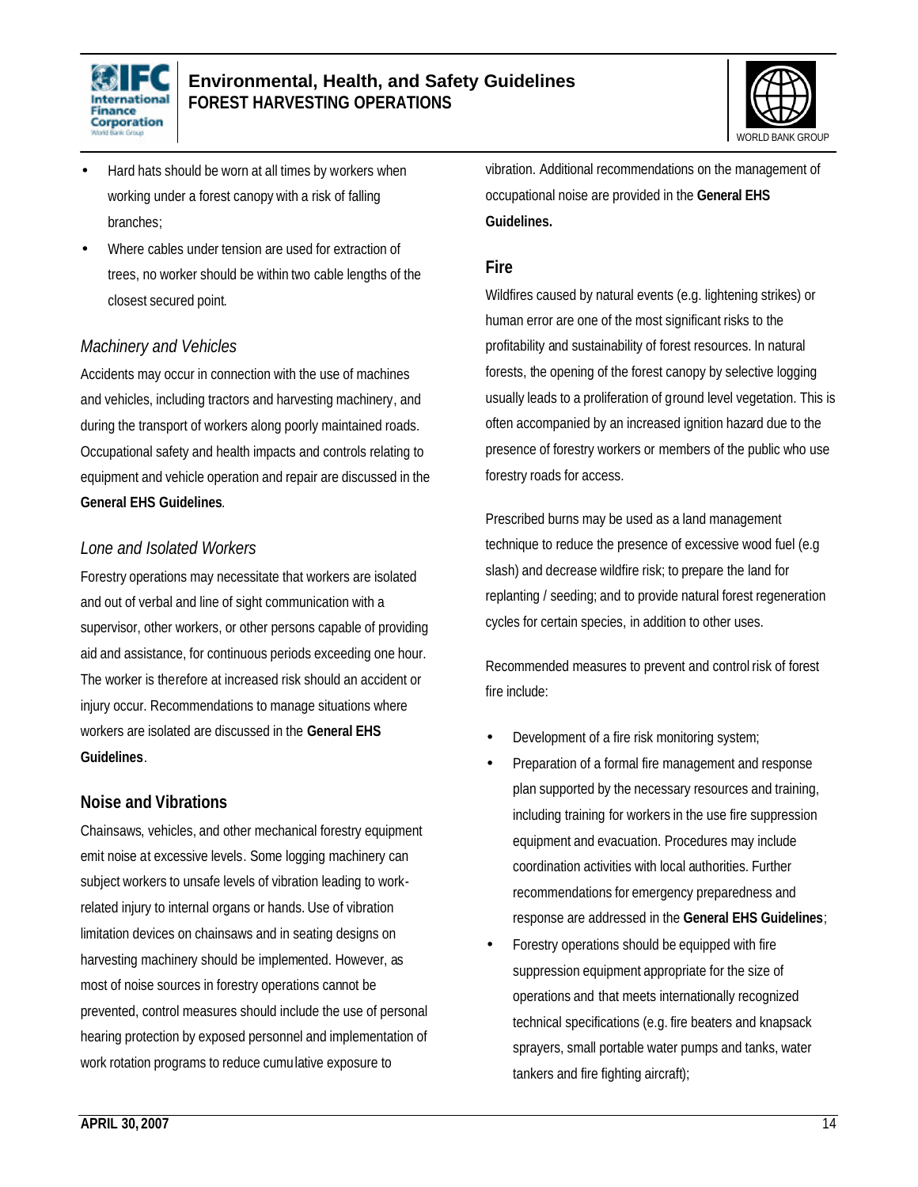- Hard hats should be worn at all times by workers when working under a forest canopy with a risk of falling branches;
- Where cables under tension are used for extraction of trees, no worker should be within two cable lengths of the closest secured point.

*Machinery and Vehicles*

Accidents may occur in connection with the use of machines and vehicles, including tractors and harvesting machinery, and during the transport of workers along poorly maintained roads. Occupational safety and health impacts and controls relating to equipment and vehicle operation and repair are discussed in the **General EHS Guidelines**.

*Lone and Isolated Workers*

Forestry operations may necessitate that workers are isolated and out of verbal and line of sight communication with a supervisor, other workers, or other persons capable of providing aid and assistance, for continuous periods exceeding one hour. The worker is therefore at increased risk should an accident or injury occur. Recommendations to manage situations where workers are isolated are discussed in the **General EHS Guidelines**.

### Noise and Vibrations

Chainsaws, vehicles, and other mechanical forestry equipment emit noise at excessive levels. Some logging machinery can subject workers to unsafe levels of vibration leading to work-related injury to internal organs or hands. Use of vibration limitation devices on chainsaws and in seating designs on harvesting machinery should be implemented. However, as most of noise sources in forestry operations cannot be prevented, control measures should include the use of personal hearing protection by exposed personnel and implementation of work rotation programs to reduce cumulative exposure to vibration. Additional recommendations on the management of occupational noise are provided in the **General EHS Guidelines.**

### Fire

Wildfires caused by natural events (e.g. lightening strikes) or human error are one of the most significant risks to the profitability and sustainability of forest resources. In natural forests, the opening of the forest canopy by selective logging usually leads to a proliferation of ground level vegetation. This is often accompanied by an increased ignition hazard due to the presence of forestry workers or members of the public who use forestry roads for access.

Prescribed burns may be used as a land management technique to reduce the presence of excessive wood fuel (e.g slash) and decrease wildfire risk; to prepare the land for replanting / seeding; and to provide natural forest regeneration cycles for certain species, in addition to other uses.

Recommended measures to prevent and control risk of forest fire include:

- Development of a fire risk monitoring system;
- Preparation of a formal fire management and response plan supported by the necessary resources and training, including training for workers in the use fire suppression equipment and evacuation. Procedures may include coordination activities with local authorities. Further recommendations for emergency preparedness and response are addressed in the **General EHS Guidelines**;
- Forestry operations should be equipped with fire suppression equipment appropriate for the size of operations and that meets internationally recognized technical specifications (e.g. fire beaters and knapsack sprayers, small portable water pumps and tanks, water tankers and fire fighting aircraft);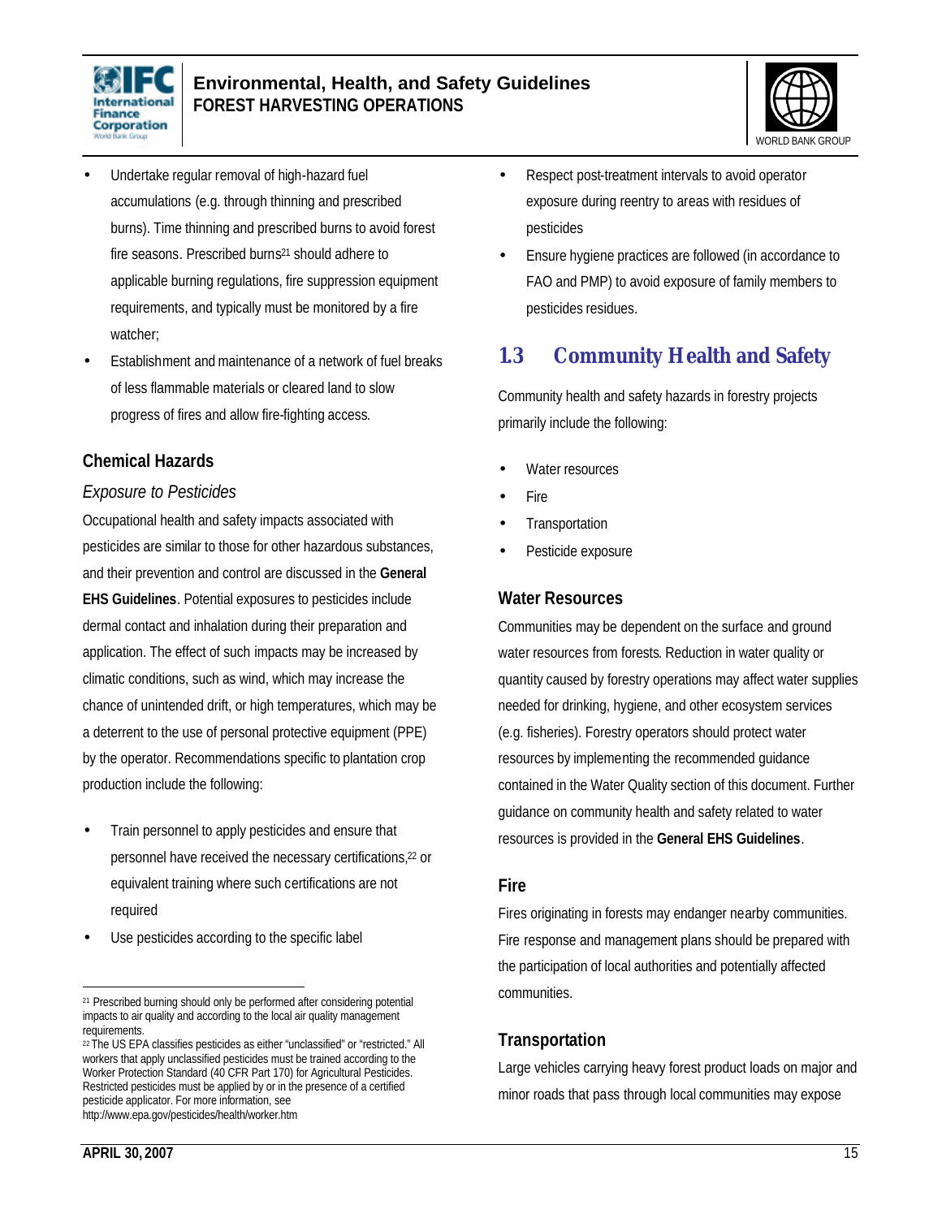- Undertake regular removal of high-hazard fuel accumulations (e.g. through thinning and prescribed burns). Time thinning and prescribed burns to avoid forest fire seasons. Prescribed burns[21] should adhere to applicable burning regulations, fire suppression equipment requirements, and typically must be monitored by a fire watcher;
- Establishment and maintenance of a network of fuel breaks of less flammable materials or cleared land to slow progress of fires and allow fire-fighting access.

### Chemical Hazards

*Exposure to Pesticides*

Occupational health and safety impacts associated with pesticides are similar to those for other hazardous substances, and their prevention and control are discussed in the **General EHS Guidelines**. Potential exposures to pesticides include dermal contact and inhalation during their preparation and application. The effect of such impacts may be increased by climatic conditions, such as wind, which may increase the chance of unintended drift, or high temperatures, which may be a deterrent to the use of personal protective equipment (PPE) by the operator. Recommendations specific to plantation crop production include the following:

- Train personnel to apply pesticides and ensure that personnel have received the necessary certifications,[22] or equivalent training where such certifications are not required
- Use pesticides according to the specific label
- Respect post-treatment intervals to avoid operator exposure during reentry to areas with residues of pesticides
- Ensure hygiene practices are followed (in accordance to FAO and PMP) to avoid exposure of family members to pesticides residues.

## 1.3 Community Health and Safety

Community health and safety hazards in forestry projects primarily include the following:

- Water resources
- Fire
- Transportation
- Pesticide exposure

### Water Resources

Communities may be dependent on the surface and ground water resources from forests. Reduction in water quality or quantity caused by forestry operations may affect water supplies needed for drinking, hygiene, and other ecosystem services (e.g. fisheries). Forestry operators should protect water resources by implementing the recommended guidance contained in the Water Quality section of this document. Further guidance on community health and safety related to water resources is provided in the **General EHS Guidelines**.

### Fire

Fires originating in forests may endanger nearby communities. Fire response and management plans should be prepared with the participation of local authorities and potentially affected communities.

### Transportation

Large vehicles carrying heavy forest product loads on major and minor roads that pass through local communities may expose

---

[21] Prescribed burning should only be performed after considering potential impacts to air quality and according to the local air quality management requirements.

[22] The US EPA classifies pesticides as either "unclassified" or "restricted." All workers that apply unclassified pesticides must be trained according to the Worker Protection Standard (40 CFR Part 170) for Agricultural Pesticides. Restricted pesticides must be applied by or in the presence of a certified pesticide applicator. For more information, see http://www.epa.gov/pesticides/health/worker.htm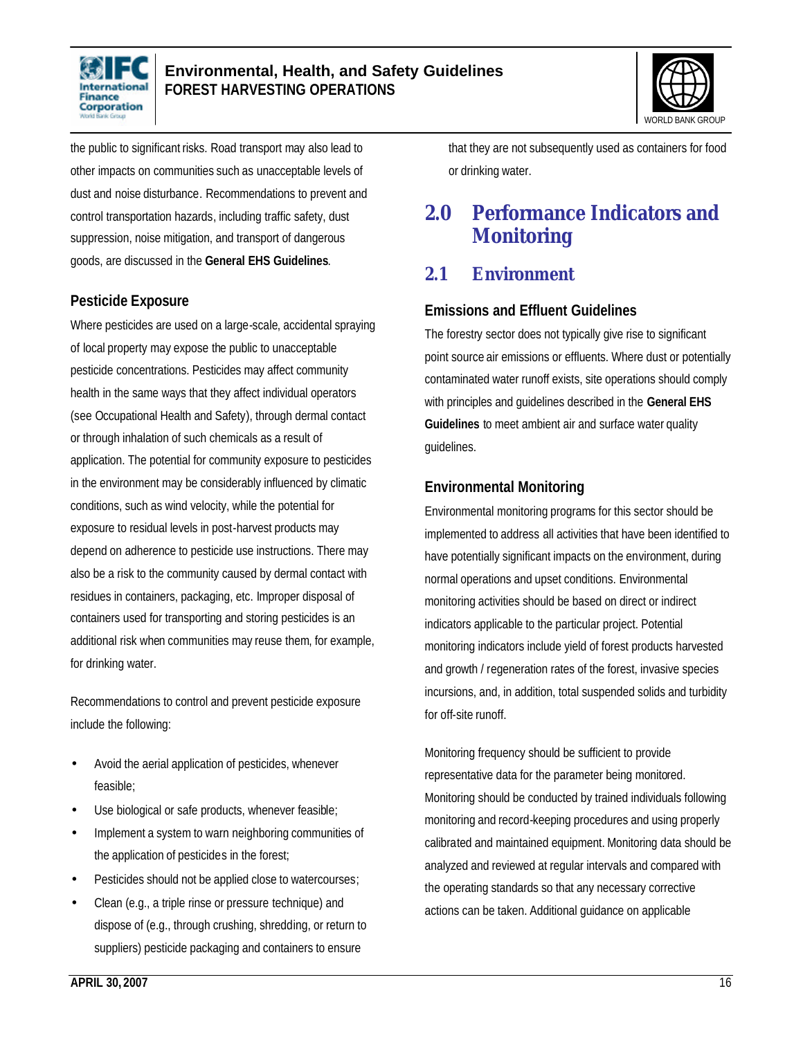the public to significant risks. Road transport may also lead to other impacts on communities such as unacceptable levels of dust and noise disturbance. Recommendations to prevent and control transportation hazards, including traffic safety, dust suppression, noise mitigation, and transport of dangerous goods, are discussed in the **General EHS Guidelines**.

### Pesticide Exposure

Where pesticides are used on a large-scale, accidental spraying of local property may expose the public to unacceptable pesticide concentrations. Pesticides may affect community health in the same ways that they affect individual operators (see Occupational Health and Safety), through dermal contact or through inhalation of such chemicals as a result of application. The potential for community exposure to pesticides in the environment may be considerably influenced by climatic conditions, such as wind velocity, while the potential for exposure to residual levels in post-harvest products may depend on adherence to pesticide use instructions. There may also be a risk to the community caused by dermal contact with residues in containers, packaging, etc. Improper disposal of containers used for transporting and storing pesticides is an additional risk when communities may reuse them, for example, for drinking water.

Recommendations to control and prevent pesticide exposure include the following:

- Avoid the aerial application of pesticides, whenever feasible;
- Use biological or safe products, whenever feasible;
- Implement a system to warn neighboring communities of the application of pesticides in the forest;
- Pesticides should not be applied close to watercourses;
- Clean (e.g., a triple rinse or pressure technique) and dispose of (e.g., through crushing, shredding, or return to suppliers) pesticide packaging and containers to ensure that they are not subsequently used as containers for food or drinking water.

# 2.0 Performance Indicators and Monitoring

## 2.1 Environment

### Emissions and Effluent Guidelines

The forestry sector does not typically give rise to significant point source air emissions or effluents. Where dust or potentially contaminated water runoff exists, site operations should comply with principles and guidelines described in the **General EHS Guidelines** to meet ambient air and surface water quality guidelines.

### Environmental Monitoring

Environmental monitoring programs for this sector should be implemented to address all activities that have been identified to have potentially significant impacts on the environment, during normal operations and upset conditions. Environmental monitoring activities should be based on direct or indirect indicators applicable to the particular project. Potential monitoring indicators include yield of forest products harvested and growth / regeneration rates of the forest, invasive species incursions, and, in addition, total suspended solids and turbidity for off-site runoff.

Monitoring frequency should be sufficient to provide representative data for the parameter being monitored. Monitoring should be conducted by trained individuals following monitoring and record-keeping procedures and using properly calibrated and maintained equipment. Monitoring data should be analyzed and reviewed at regular intervals and compared with the operating standards so that any necessary corrective actions can be taken. Additional guidance on applicable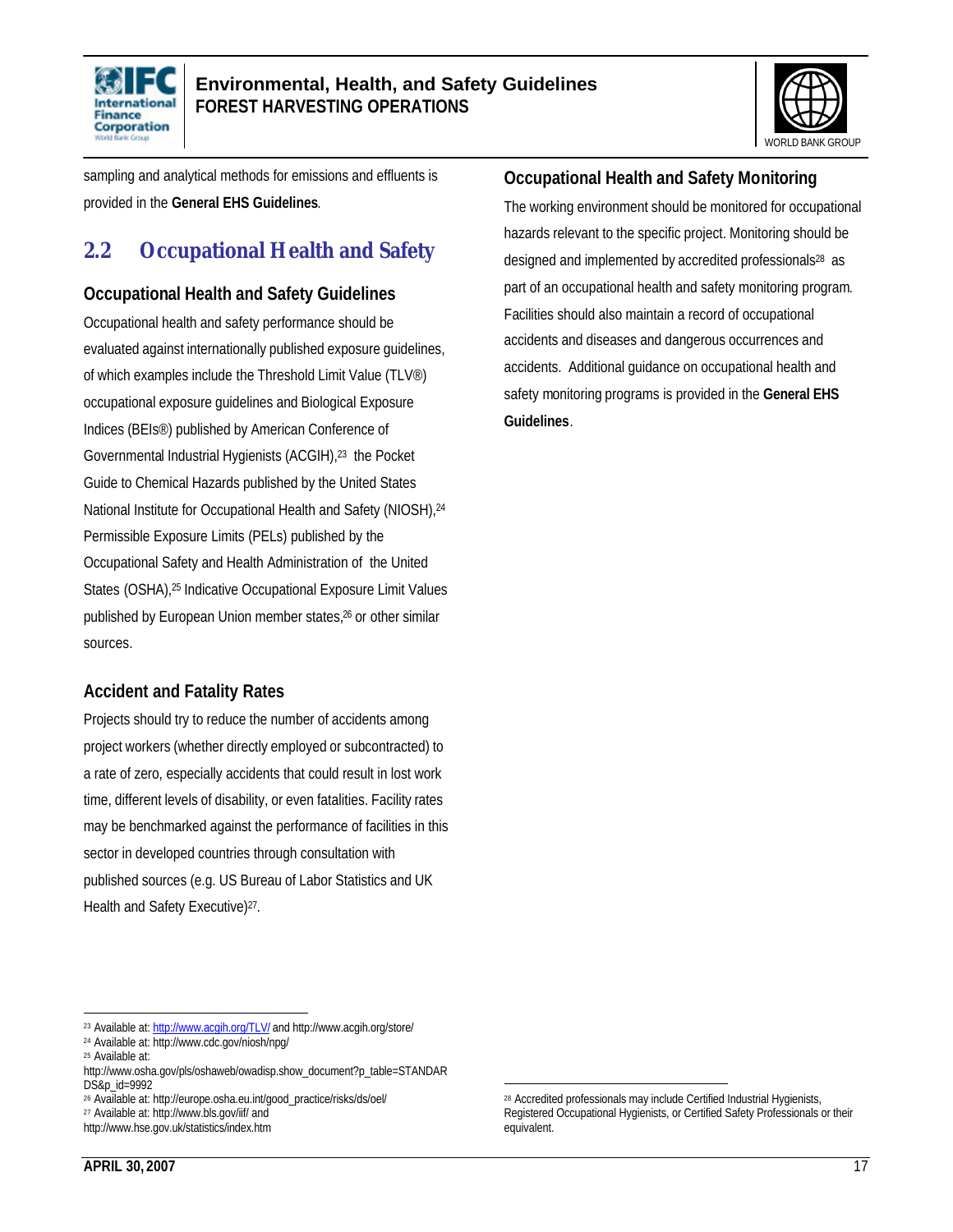sampling and analytical methods for emissions and effluents is provided in the **General EHS Guidelines**.

## 2.2 Occupational Health and Safety

### Occupational Health and Safety Guidelines

Occupational health and safety performance should be evaluated against internationally published exposure guidelines, of which examples include the Threshold Limit Value (TLV®) occupational exposure guidelines and Biological Exposure Indices (BEIs®) published by American Conference of Governmental Industrial Hygienists (ACGIH),[23] the Pocket Guide to Chemical Hazards published by the United States National Institute for Occupational Health and Safety (NIOSH),[24] Permissible Exposure Limits (PELs) published by the Occupational Safety and Health Administration of the United States (OSHA),[25] Indicative Occupational Exposure Limit Values published by European Union member states,[26] or other similar sources.

### Accident and Fatality Rates

Projects should try to reduce the number of accidents among project workers (whether directly employed or subcontracted) to a rate of zero, especially accidents that could result in lost work time, different levels of disability, or even fatalities. Facility rates may be benchmarked against the performance of facilities in this sector in developed countries through consultation with published sources (e.g. US Bureau of Labor Statistics and UK Health and Safety Executive)[27].

### Occupational Health and Safety Monitoring

The working environment should be monitored for occupational hazards relevant to the specific project. Monitoring should be designed and implemented by accredited professionals[28] as part of an occupational health and safety monitoring program. Facilities should also maintain a record of occupational accidents and diseases and dangerous occurrences and accidents. Additional guidance on occupational health and safety monitoring programs is provided in the **General EHS Guidelines**.

---

[23] Available at: http://www.acgih.org/TLV/ and http://www.acgih.org/store/

[24] Available at: http://www.cdc.gov/niosh/npg/

[25] Available at: http://www.osha.gov/pls/oshaweb/owadisp.show_document?p_table=STANDARDS&p_id=9992

[26] Available at: http://europe.osha.eu.int/good_practice/risks/ds/oel/

[27] Available at: http://www.bls.gov/iif/ and http://www.hse.gov.uk/statistics/index.htm

[28] Accredited professionals may include Certified Industrial Hygienists, Registered Occupational Hygienists, or Certified Safety Professionals or their equivalent.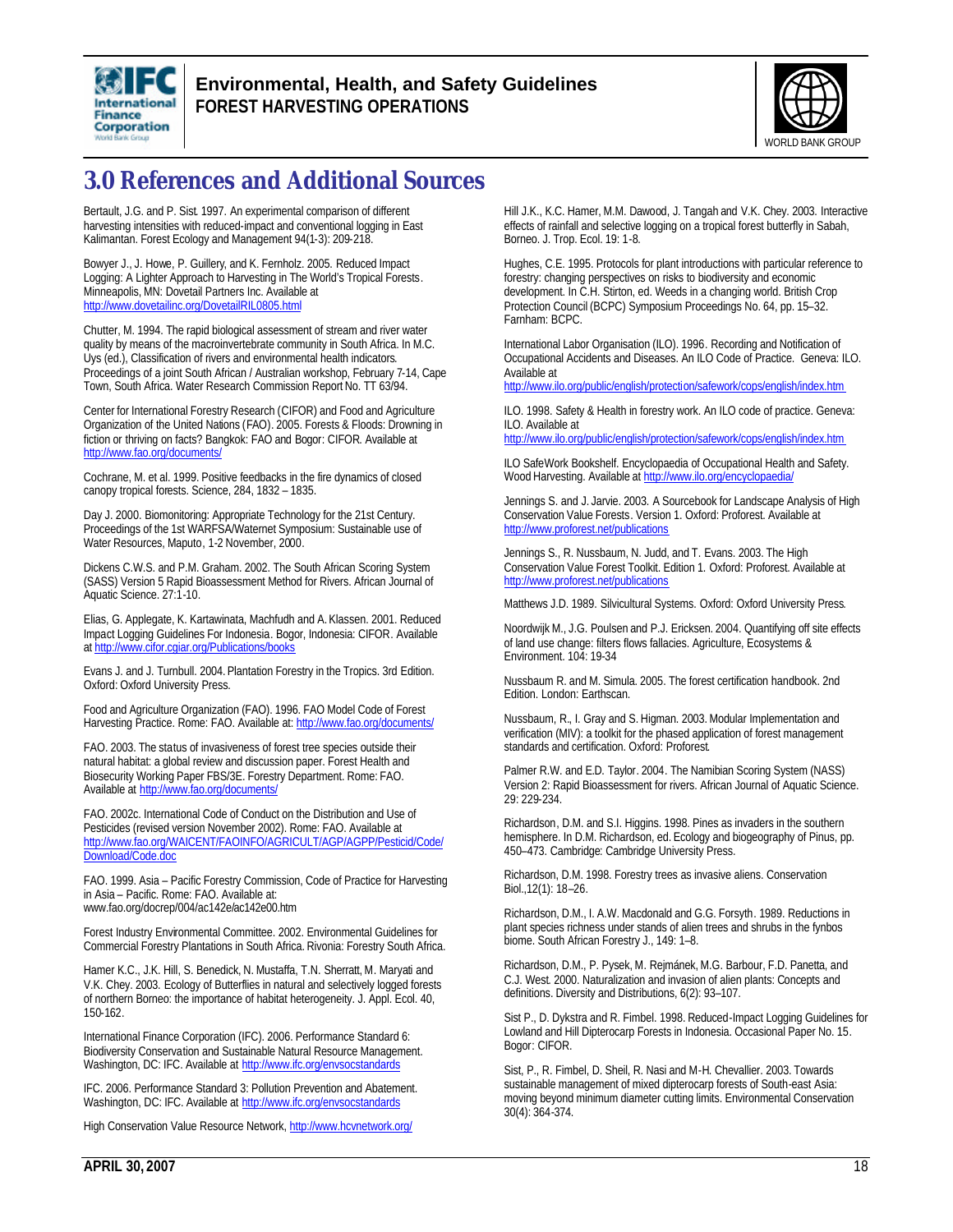# 3.0 References and Additional Sources

Bertault, J.G. and P. Sist. 1997. An experimental comparison of different harvesting intensities with reduced-impact and conventional logging in East Kalimantan. Forest Ecology and Management 94(1-3): 209-218.

Bowyer J., J. Howe, P. Guillery, and K. Fernholz. 2005. Reduced Impact Logging: A Lighter Approach to Harvesting in The World's Tropical Forests. Minneapolis, MN: Dovetail Partners Inc. Available at http://www.dovetailinc.org/DovetailRIL0805.html

Chutter, M. 1994. The rapid biological assessment of stream and river water quality by means of the macroinvertebrate community in South Africa. In M.C. Uys (ed.), Classification of rivers and environmental health indicators. Proceedings of a joint South African / Australian workshop, February 7-14, Cape Town, South Africa. Water Research Commission Report No. TT 63/94.

Center for International Forestry Research (CIFOR) and Food and Agriculture Organization of the United Nations (FAO). 2005. Forests & Floods: Drowning in fiction or thriving on facts? Bangkok: FAO and Bogor: CIFOR. Available at http://www.fao.org/documents/

Cochrane, M. et al. 1999. Positive feedbacks in the fire dynamics of closed canopy tropical forests. Science, 284, 1832 – 1835.

Day J. 2000. Biomonitoring: Appropriate Technology for the 21st Century. Proceedings of the 1st WARFSA/Waternet Symposium: Sustainable use of Water Resources, Maputo, 1-2 November, 2000.

Dickens C.W.S. and P.M. Graham. 2002. The South African Scoring System (SASS) Version 5 Rapid Bioassessment Method for Rivers. African Journal of Aquatic Science. 27:1-10.

Elias, G. Applegate, K. Kartawinata, Machfudh and A. Klassen. 2001. Reduced Impact Logging Guidelines For Indonesia. Bogor, Indonesia: CIFOR. Available at http://www.cifor.cgiar.org/Publications/books

Evans J. and J. Turnbull. 2004. Plantation Forestry in the Tropics. 3rd Edition. Oxford: Oxford University Press.

Food and Agriculture Organization (FAO). 1996. FAO Model Code of Forest Harvesting Practice. Rome: FAO. Available at: http://www.fao.org/documents/

FAO. 2003. The status of invasiveness of forest tree species outside their natural habitat: a global review and discussion paper. Forest Health and Biosecurity Working Paper FBS/3E. Forestry Department. Rome: FAO. Available at http://www.fao.org/documents/

FAO. 2002c. International Code of Conduct on the Distribution and Use of Pesticides (revised version November 2002). Rome: FAO. Available at http://www.fao.org/WAICENT/FAOINFO/AGRICULT/AGP/AGPP/Pesticid/Code/Download/Code.doc

FAO. 1999. Asia – Pacific Forestry Commission, Code of Practice for Harvesting in Asia – Pacific. Rome: FAO. Available at: www.fao.org/docrep/004/ac142e/ac142e00.htm

Forest Industry Environmental Committee. 2002. Environmental Guidelines for Commercial Forestry Plantations in South Africa. Rivonia: Forestry South Africa.

Hamer K.C., J.K. Hill, S. Benedick, N. Mustaffa, T.N. Sherratt, M. Maryati and V.K. Chey. 2003. Ecology of Butterflies in natural and selectively logged forests of northern Borneo: the importance of habitat heterogeneity. J. Appl. Ecol. 40, 150-162.

International Finance Corporation (IFC). 2006. Performance Standard 6: Biodiversity Conservation and Sustainable Natural Resource Management. Washington, DC: IFC. Available at http://www.ifc.org/envsocstandards

IFC. 2006. Performance Standard 3: Pollution Prevention and Abatement. Washington, DC: IFC. Available at http://www.ifc.org/envsocstandards

High Conservation Value Resource Network, http://www.hcvnetwork.org/

Hill J.K., K.C. Hamer, M.M. Dawood, J. Tangah and V.K. Chey. 2003. Interactive effects of rainfall and selective logging on a tropical forest butterfly in Sabah, Borneo. J. Trop. Ecol. 19: 1-8.

Hughes, C.E. 1995. Protocols for plant introductions with particular reference to forestry: changing perspectives on risks to biodiversity and economic development. In C.H. Stirton, ed. Weeds in a changing world. British Crop Protection Council (BCPC) Symposium Proceedings No. 64, pp. 15–32. Farnham: BCPC.

International Labor Organisation (ILO). 1996. Recording and Notification of Occupational Accidents and Diseases. An ILO Code of Practice. Geneva: ILO. Available at http://www.ilo.org/public/english/protection/safework/cops/english/index.htm

ILO. 1998. Safety & Health in forestry work. An ILO code of practice. Geneva: ILO. Available at http://www.ilo.org/public/english/protection/safework/cops/english/index.htm

ILO SafeWork Bookshelf. Encyclopaedia of Occupational Health and Safety. Wood Harvesting. Available at http://www.ilo.org/encyclopaedia/

Jennings S. and J. Jarvie. 2003. A Sourcebook for Landscape Analysis of High Conservation Value Forests. Version 1. Oxford: Proforest. Available at http://www.proforest.net/publications

Jennings S., R. Nussbaum, N. Judd, and T. Evans. 2003. The High Conservation Value Forest Toolkit. Edition 1. Oxford: Proforest. Available at http://www.proforest.net/publications

Matthews J.D. 1989. Silvicultural Systems. Oxford: Oxford University Press.

Noordwijk M., J.G. Poulsen and P.J. Ericksen. 2004. Quantifying off site effects of land use change: filters flows fallacies. Agriculture, Ecosystems & Environment. 104: 19-34

Nussbaum R. and M. Simula. 2005. The forest certification handbook. 2nd Edition. London: Earthscan.

Nussbaum, R., I. Gray and S. Higman. 2003. Modular Implementation and verification (MIV): a toolkit for the phased application of forest management standards and certification. Oxford: Proforest.

Palmer R.W. and E.D. Taylor. 2004. The Namibian Scoring System (NASS) Version 2: Rapid Bioassessment for rivers. African Journal of Aquatic Science. 29: 229-234.

Richardson, D.M. and S.I. Higgins. 1998. Pines as invaders in the southern hemisphere. In D.M. Richardson, ed. Ecology and biogeography of Pinus, pp. 450–473. Cambridge: Cambridge University Press.

Richardson, D.M. 1998. Forestry trees as invasive aliens. Conservation Biol.,12(1): 18–26.

Richardson, D.M., I. A.W. Macdonald and G.G. Forsyth. 1989. Reductions in plant species richness under stands of alien trees and shrubs in the fynbos biome. South African Forestry J., 149: 1–8.

Richardson, D.M., P. Pysek, M. Rejmánek, M.G. Barbour, F.D. Panetta, and C.J. West. 2000. Naturalization and invasion of alien plants: Concepts and definitions. Diversity and Distributions, 6(2): 93–107.

Sist P., D. Dykstra and R. Fimbel. 1998. Reduced-Impact Logging Guidelines for Lowland and Hill Dipterocarp Forests in Indonesia. Occasional Paper No. 15. Bogor: CIFOR.

Sist, P., R. Fimbel, D. Sheil, R. Nasi and M-H. Chevallier. 2003. Towards sustainable management of mixed dipterocarp forests of South-east Asia: moving beyond minimum diameter cutting limits. Environmental Conservation 30(4): 364-374.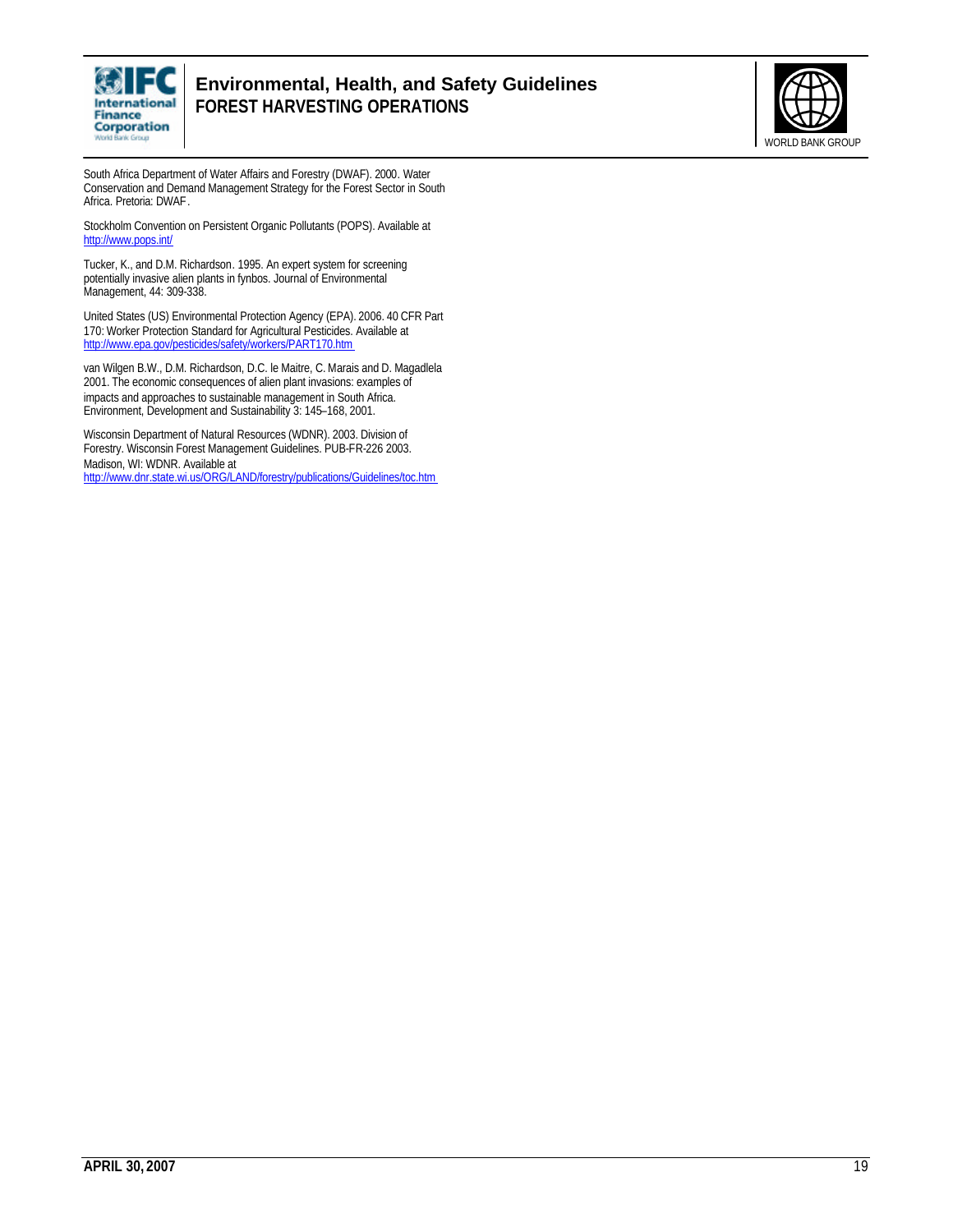South Africa Department of Water Affairs and Forestry (DWAF). 2000. Water Conservation and Demand Management Strategy for the Forest Sector in South Africa. Pretoria: DWAF.

Stockholm Convention on Persistent Organic Pollutants (POPS). Available at http://www.pops.int/

Tucker, K., and D.M. Richardson. 1995. An expert system for screening potentially invasive alien plants in fynbos. Journal of Environmental Management, 44: 309-338.

United States (US) Environmental Protection Agency (EPA). 2006. 40 CFR Part 170: Worker Protection Standard for Agricultural Pesticides. Available at http://www.epa.gov/pesticides/safety/workers/PART170.htm

van Wilgen B.W., D.M. Richardson, D.C. le Maitre, C. Marais and D. Magadlela 2001. The economic consequences of alien plant invasions: examples of impacts and approaches to sustainable management in South Africa. Environment, Development and Sustainability 3: 145–168, 2001.

Wisconsin Department of Natural Resources (WDNR). 2003. Division of Forestry. Wisconsin Forest Management Guidelines. PUB-FR-226 2003. Madison, WI: WDNR. Available at http://www.dnr.state.wi.us/ORG/LAND/forestry/publications/Guidelines/toc.htm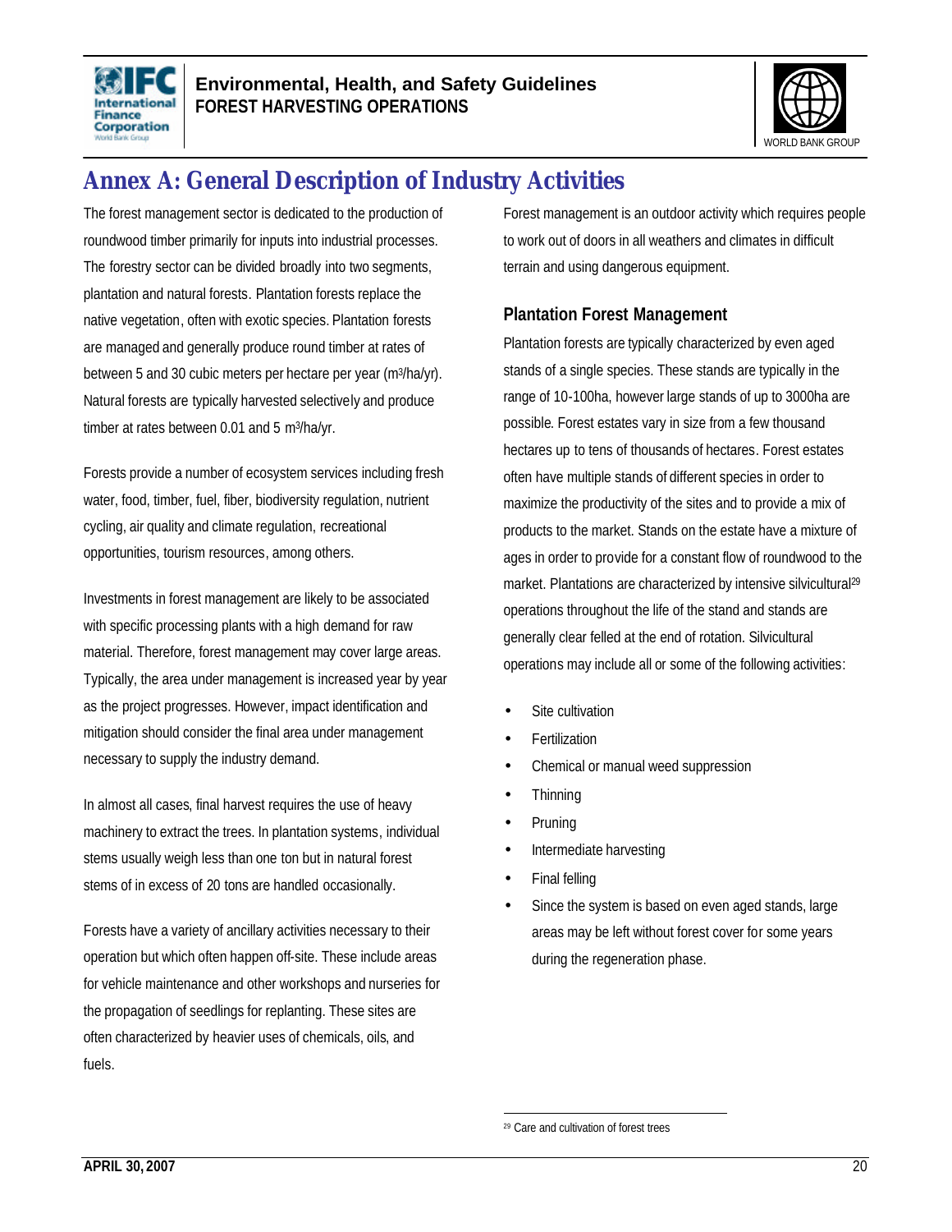# Annex A: General Description of Industry Activities

The forest management sector is dedicated to the production of roundwood timber primarily for inputs into industrial processes. The forestry sector can be divided broadly into two segments, plantation and natural forests. Plantation forests replace the native vegetation, often with exotic species. Plantation forests are managed and generally produce round timber at rates of between 5 and 30 cubic meters per hectare per year ($m^3$/ha/yr). Natural forests are typically harvested selectively and produce timber at rates between 0.01 and 5 $m^3$/ha/yr.

Forests provide a number of ecosystem services including fresh water, food, timber, fuel, fiber, biodiversity regulation, nutrient cycling, air quality and climate regulation, recreational opportunities, tourism resources, among others.

Investments in forest management are likely to be associated with specific processing plants with a high demand for raw material. Therefore, forest management may cover large areas. Typically, the area under management is increased year by year as the project progresses. However, impact identification and mitigation should consider the final area under management necessary to supply the industry demand.

In almost all cases, final harvest requires the use of heavy machinery to extract the trees. In plantation systems, individual stems usually weigh less than one ton but in natural forest stems of in excess of 20 tons are handled occasionally.

Forests have a variety of ancillary activities necessary to their operation but which often happen off-site. These include areas for vehicle maintenance and other workshops and nurseries for the propagation of seedlings for replanting. These sites are often characterized by heavier uses of chemicals, oils, and fuels.

Forest management is an outdoor activity which requires people to work out of doors in all weathers and climates in difficult terrain and using dangerous equipment.

## Plantation Forest Management

Plantation forests are typically characterized by even aged stands of a single species. These stands are typically in the range of 10-100ha, however large stands of up to 3000ha are possible. Forest estates vary in size from a few thousand hectares up to tens of thousands of hectares. Forest estates often have multiple stands of different species in order to maximize the productivity of the sites and to provide a mix of products to the market. Stands on the estate have a mixture of ages in order to provide for a constant flow of roundwood to the market. Plantations are characterized by intensive silvicultural[29] operations throughout the life of the stand and stands are generally clear felled at the end of rotation. Silvicultural operations may include all or some of the following activities:

- Site cultivation
- Fertilization
- Chemical or manual weed suppression
- Thinning
- Pruning
- Intermediate harvesting
- Final felling
- Since the system is based on even aged stands, large areas may be left without forest cover for some years during the regeneration phase.

[29] Care and cultivation of forest trees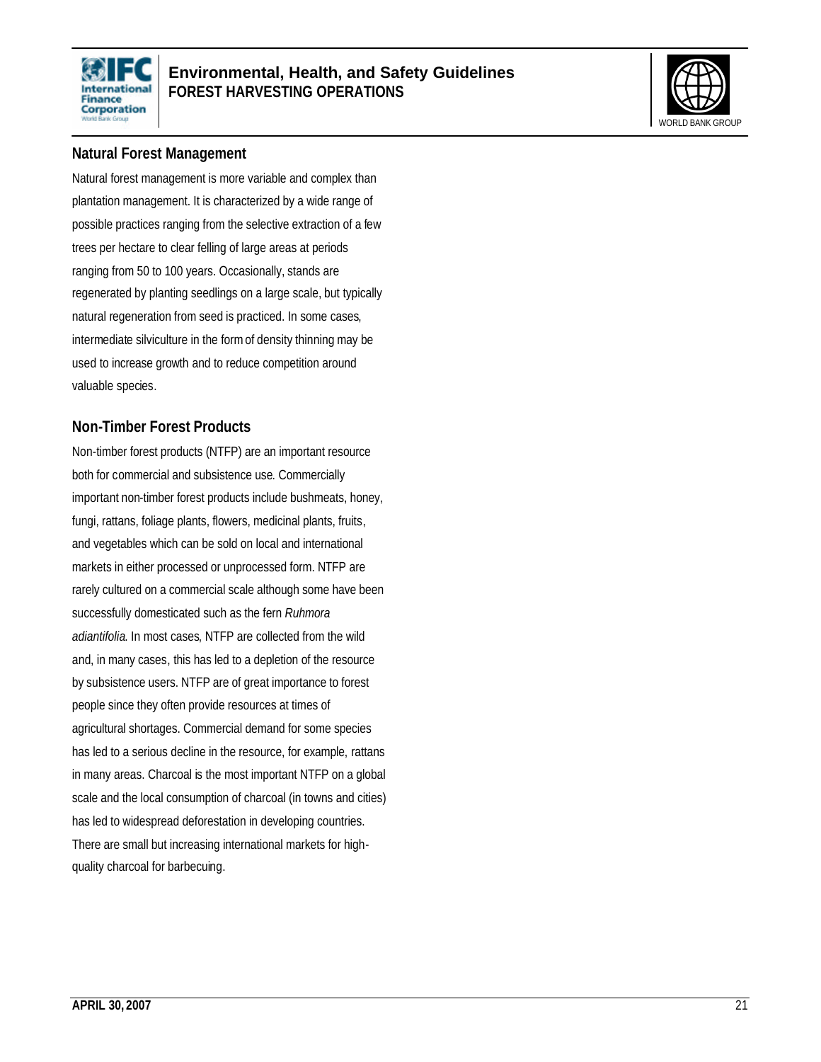## Natural Forest Management

Natural forest management is more variable and complex than plantation management. It is characterized by a wide range of possible practices ranging from the selective extraction of a few trees per hectare to clear felling of large areas at periods ranging from 50 to 100 years. Occasionally, stands are regenerated by planting seedlings on a large scale, but typically natural regeneration from seed is practiced. In some cases, intermediate silviculture in the form of density thinning may be used to increase growth and to reduce competition around valuable species.

## Non-Timber Forest Products

Non-timber forest products (NTFP) are an important resource both for commercial and subsistence use. Commercially important non-timber forest products include bushmeats, honey, fungi, rattans, foliage plants, flowers, medicinal plants, fruits, and vegetables which can be sold on local and international markets in either processed or unprocessed form. NTFP are rarely cultured on a commercial scale although some have been successfully domesticated such as the fern *Ruhmora adiantifolia*. In most cases, NTFP are collected from the wild and, in many cases, this has led to a depletion of the resource by subsistence users. NTFP are of great importance to forest people since they often provide resources at times of agricultural shortages. Commercial demand for some species has led to a serious decline in the resource, for example, rattans in many areas. Charcoal is the most important NTFP on a global scale and the local consumption of charcoal (in towns and cities) has led to widespread deforestation in developing countries. There are small but increasing international markets for high-quality charcoal for barbecuing.